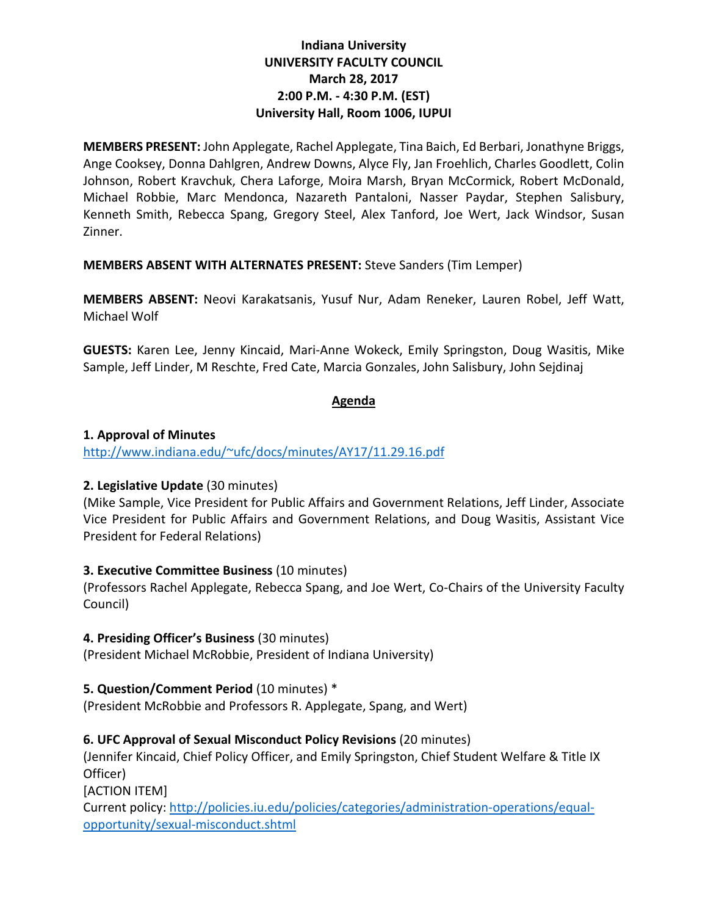# Indiana University
## UNIVERSITY FACULTY COUNCIL
### March 28, 2017
### 2:00 P.M. - 4:30 P.M. (EST)
### University Hall, Room 1006, IUPUI

**MEMBERS PRESENT:** John Applegate, Rachel Applegate, Tina Baich, Ed Berbari, Jonathyne Briggs, Ange Cooksey, Donna Dahlgren, Andrew Downs, Alyce Fly, Jan Froehlich, Charles Goodlett, Colin Johnson, Robert Kravchuk, Chera Laforge, Moira Marsh, Bryan McCormick, Robert McDonald, Michael Robbie, Marc Mendonca, Nazareth Pantaloni, Nasser Paydar, Stephen Salisbury, Kenneth Smith, Rebecca Spang, Gregory Steel, Alex Tanford, Joe Wert, Jack Windsor, Susan Zinner.

**MEMBERS ABSENT WITH ALTERNATES PRESENT:** Steve Sanders (Tim Lemper)

**MEMBERS ABSENT:** Neovi Karakatsanis, Yusuf Nur, Adam Reneker, Lauren Robel, Jeff Watt, Michael Wolf

**GUESTS:** Karen Lee, Jenny Kincaid, Mari-Anne Wokeck, Emily Springston, Doug Wasitis, Mike Sample, Jeff Linder, M Reschte, Fred Cate, Marcia Gonzales, John Salisbury, John Sejdinaj

## Agenda

**1. Approval of Minutes**
http://www.indiana.edu/~ufc/docs/minutes/AY17/11.29.16.pdf

**2. Legislative Update** (30 minutes)
(Mike Sample, Vice President for Public Affairs and Government Relations, Jeff Linder, Associate Vice President for Public Affairs and Government Relations, and Doug Wasitis, Assistant Vice President for Federal Relations)

**3. Executive Committee Business** (10 minutes)
(Professors Rachel Applegate, Rebecca Spang, and Joe Wert, Co-Chairs of the University Faculty Council)

**4. Presiding Officer's Business** (30 minutes)
(President Michael McRobbie, President of Indiana University)

**5. Question/Comment Period** (10 minutes) *
(President McRobbie and Professors R. Applegate, Spang, and Wert)

**6. UFC Approval of Sexual Misconduct Policy Revisions** (20 minutes)
(Jennifer Kincaid, Chief Policy Officer, and Emily Springston, Chief Student Welfare & Title IX Officer)
[ACTION ITEM]
Current policy: http://policies.iu.edu/policies/categories/administration-operations/equal-opportunity/sexual-misconduct.shtml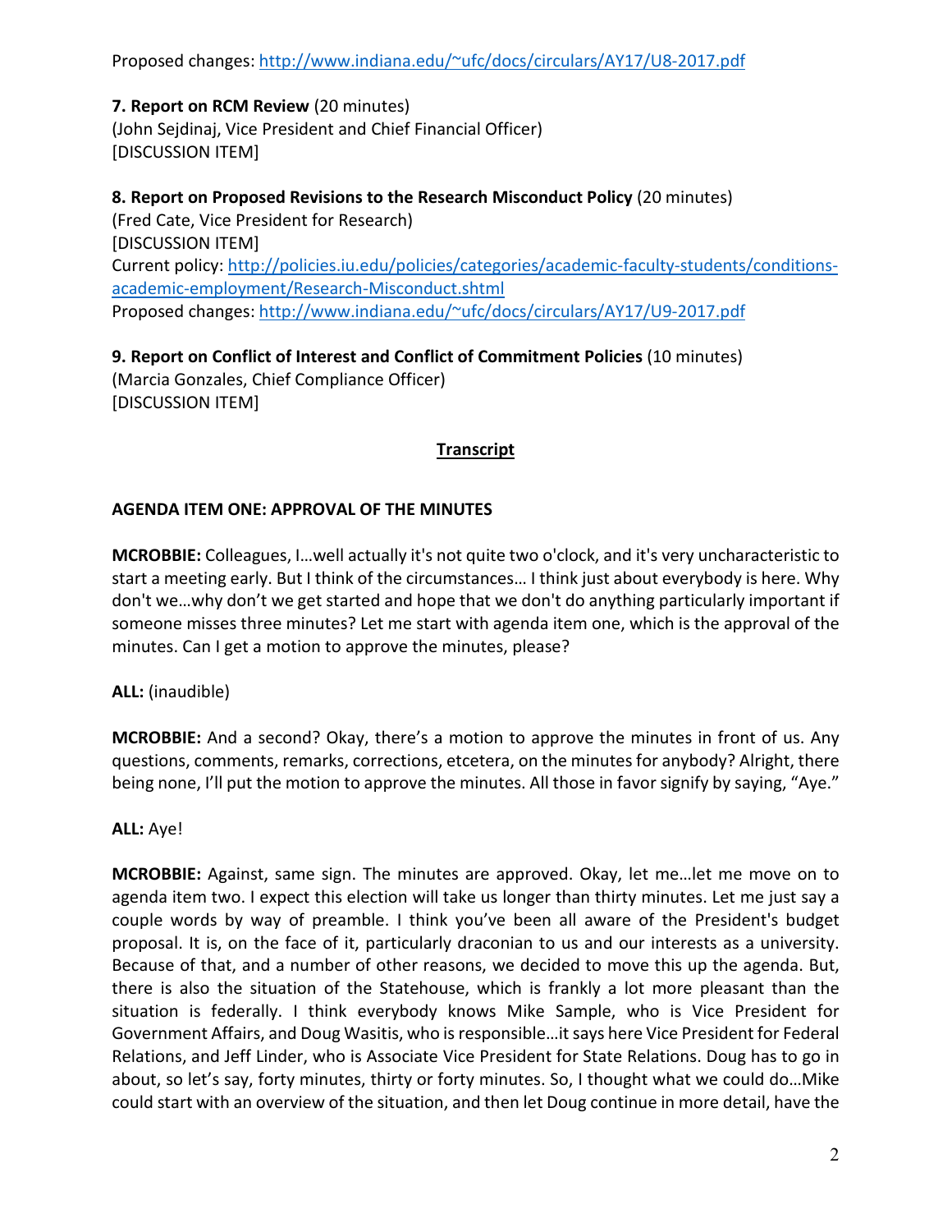Proposed changes: http://www.indiana.edu/~ufc/docs/circulars/AY17/U8-2017.pdf

**7. Report on RCM Review** (20 minutes)
(John Sejdinaj, Vice President and Chief Financial Officer)
[DISCUSSION ITEM]

**8. Report on Proposed Revisions to the Research Misconduct Policy** (20 minutes)
(Fred Cate, Vice President for Research)
[DISCUSSION ITEM]
Current policy: http://policies.iu.edu/policies/categories/academic-faculty-students/conditions-academic-employment/Research-Misconduct.shtml
Proposed changes: http://www.indiana.edu/~ufc/docs/circulars/AY17/U9-2017.pdf

**9. Report on Conflict of Interest and Conflict of Commitment Policies** (10 minutes)
(Marcia Gonzales, Chief Compliance Officer)
[DISCUSSION ITEM]

## Transcript

### AGENDA ITEM ONE: APPROVAL OF THE MINUTES

**MCROBBIE:** Colleagues, I…well actually it's not quite two o'clock, and it's very uncharacteristic to start a meeting early. But I think of the circumstances… I think just about everybody is here. Why don't we…why don't we get started and hope that we don't do anything particularly important if someone misses three minutes? Let me start with agenda item one, which is the approval of the minutes. Can I get a motion to approve the minutes, please?

**ALL:** (inaudible)

**MCROBBIE:** And a second? Okay, there's a motion to approve the minutes in front of us. Any questions, comments, remarks, corrections, etcetera, on the minutes for anybody? Alright, there being none, I'll put the motion to approve the minutes. All those in favor signify by saying, "Aye."

**ALL:** Aye!

**MCROBBIE:** Against, same sign. The minutes are approved. Okay, let me…let me move on to agenda item two. I expect this election will take us longer than thirty minutes. Let me just say a couple words by way of preamble. I think you've been all aware of the President's budget proposal. It is, on the face of it, particularly draconian to us and our interests as a university. Because of that, and a number of other reasons, we decided to move this up the agenda. But, there is also the situation of the Statehouse, which is frankly a lot more pleasant than the situation is federally. I think everybody knows Mike Sample, who is Vice President for Government Affairs, and Doug Wasitis, who is responsible…it says here Vice President for Federal Relations, and Jeff Linder, who is Associate Vice President for State Relations. Doug has to go in about, so let's say, forty minutes, thirty or forty minutes. So, I thought what we could do…Mike could start with an overview of the situation, and then let Doug continue in more detail, have the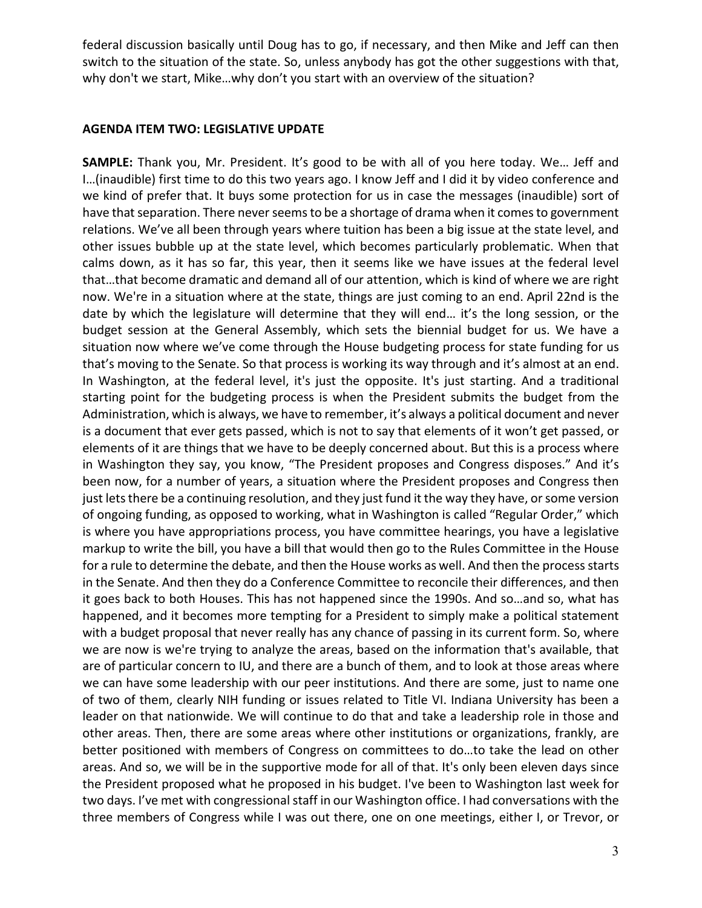federal discussion basically until Doug has to go, if necessary, and then Mike and Jeff can then switch to the situation of the state. So, unless anybody has got the other suggestions with that, why don't we start, Mike…why don't you start with an overview of the situation?

## AGENDA ITEM TWO: LEGISLATIVE UPDATE

**SAMPLE:** Thank you, Mr. President. It's good to be with all of you here today. We… Jeff and I…(inaudible) first time to do this two years ago. I know Jeff and I did it by video conference and we kind of prefer that. It buys some protection for us in case the messages (inaudible) sort of have that separation. There never seems to be a shortage of drama when it comes to government relations. We've all been through years where tuition has been a big issue at the state level, and other issues bubble up at the state level, which becomes particularly problematic. When that calms down, as it has so far, this year, then it seems like we have issues at the federal level that…that become dramatic and demand all of our attention, which is kind of where we are right now. We're in a situation where at the state, things are just coming to an end. April 22nd is the date by which the legislature will determine that they will end… it's the long session, or the budget session at the General Assembly, which sets the biennial budget for us. We have a situation now where we've come through the House budgeting process for state funding for us that's moving to the Senate. So that process is working its way through and it's almost at an end. In Washington, at the federal level, it's just the opposite. It's just starting. And a traditional starting point for the budgeting process is when the President submits the budget from the Administration, which is always, we have to remember, it's always a political document and never is a document that ever gets passed, which is not to say that elements of it won't get passed, or elements of it are things that we have to be deeply concerned about. But this is a process where in Washington they say, you know, "The President proposes and Congress disposes." And it's been now, for a number of years, a situation where the President proposes and Congress then just lets there be a continuing resolution, and they just fund it the way they have, or some version of ongoing funding, as opposed to working, what in Washington is called "Regular Order," which is where you have appropriations process, you have committee hearings, you have a legislative markup to write the bill, you have a bill that would then go to the Rules Committee in the House for a rule to determine the debate, and then the House works as well. And then the process starts in the Senate. And then they do a Conference Committee to reconcile their differences, and then it goes back to both Houses. This has not happened since the 1990s. And so…and so, what has happened, and it becomes more tempting for a President to simply make a political statement with a budget proposal that never really has any chance of passing in its current form. So, where we are now is we're trying to analyze the areas, based on the information that's available, that are of particular concern to IU, and there are a bunch of them, and to look at those areas where we can have some leadership with our peer institutions. And there are some, just to name one of two of them, clearly NIH funding or issues related to Title VI. Indiana University has been a leader on that nationwide. We will continue to do that and take a leadership role in those and other areas. Then, there are some areas where other institutions or organizations, frankly, are better positioned with members of Congress on committees to do…to take the lead on other areas. And so, we will be in the supportive mode for all of that. It's only been eleven days since the President proposed what he proposed in his budget. I've been to Washington last week for two days. I've met with congressional staff in our Washington office. I had conversations with the three members of Congress while I was out there, one on one meetings, either I, or Trevor, or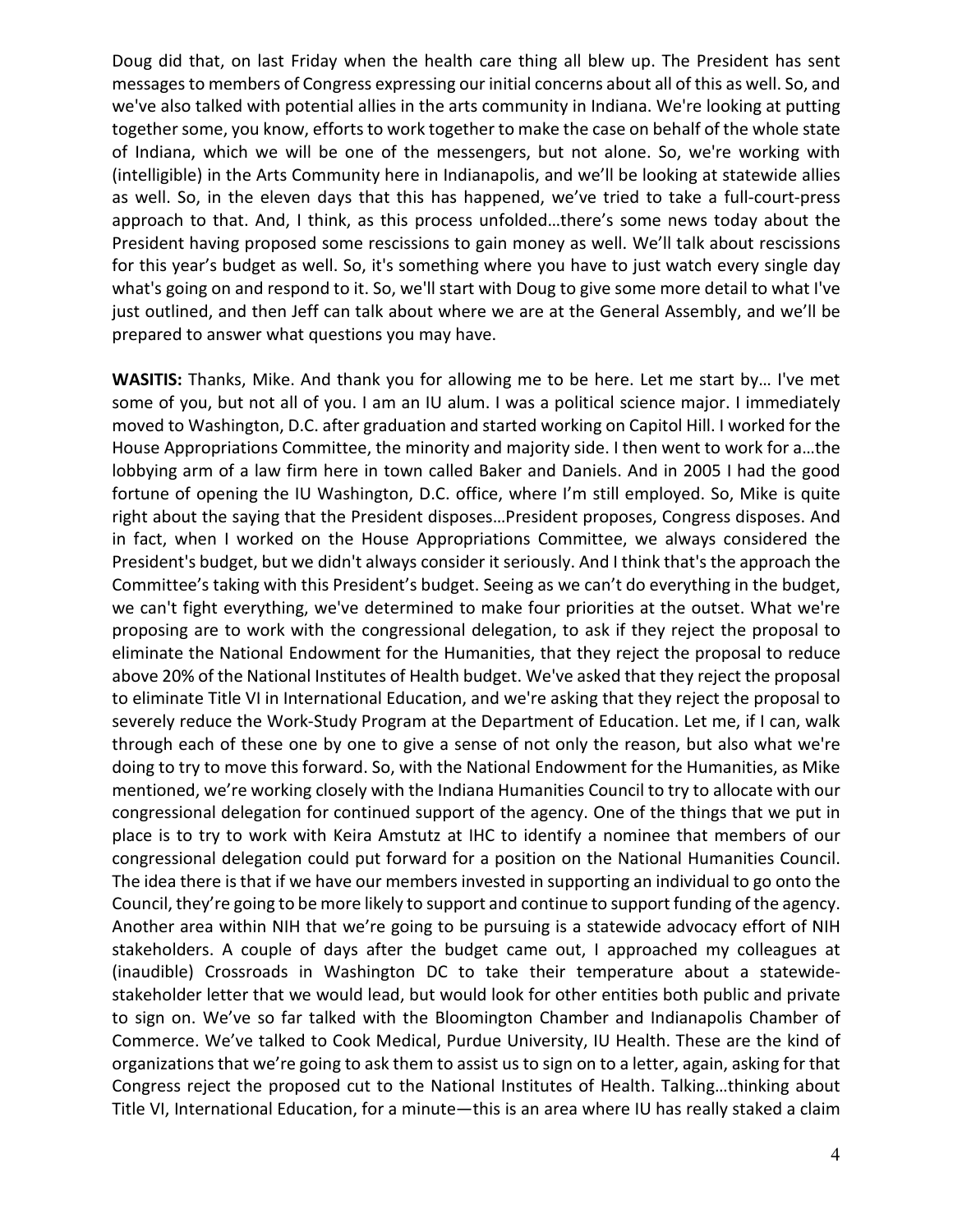Doug did that, on last Friday when the health care thing all blew up. The President has sent messages to members of Congress expressing our initial concerns about all of this as well. So, and we've also talked with potential allies in the arts community in Indiana. We're looking at putting together some, you know, efforts to work together to make the case on behalf of the whole state of Indiana, which we will be one of the messengers, but not alone. So, we're working with (intelligible) in the Arts Community here in Indianapolis, and we'll be looking at statewide allies as well. So, in the eleven days that this has happened, we've tried to take a full-court-press approach to that. And, I think, as this process unfolded…there's some news today about the President having proposed some rescissions to gain money as well. We'll talk about rescissions for this year's budget as well. So, it's something where you have to just watch every single day what's going on and respond to it. So, we'll start with Doug to give some more detail to what I've just outlined, and then Jeff can talk about where we are at the General Assembly, and we'll be prepared to answer what questions you may have.

**WASITIS:** Thanks, Mike. And thank you for allowing me to be here. Let me start by… I've met some of you, but not all of you. I am an IU alum. I was a political science major. I immediately moved to Washington, D.C. after graduation and started working on Capitol Hill. I worked for the House Appropriations Committee, the minority and majority side. I then went to work for a…the lobbying arm of a law firm here in town called Baker and Daniels. And in 2005 I had the good fortune of opening the IU Washington, D.C. office, where I'm still employed. So, Mike is quite right about the saying that the President disposes…President proposes, Congress disposes. And in fact, when I worked on the House Appropriations Committee, we always considered the President's budget, but we didn't always consider it seriously. And I think that's the approach the Committee's taking with this President's budget. Seeing as we can't do everything in the budget, we can't fight everything, we've determined to make four priorities at the outset. What we're proposing are to work with the congressional delegation, to ask if they reject the proposal to eliminate the National Endowment for the Humanities, that they reject the proposal to reduce above 20% of the National Institutes of Health budget. We've asked that they reject the proposal to eliminate Title VI in International Education, and we're asking that they reject the proposal to severely reduce the Work-Study Program at the Department of Education. Let me, if I can, walk through each of these one by one to give a sense of not only the reason, but also what we're doing to try to move this forward. So, with the National Endowment for the Humanities, as Mike mentioned, we're working closely with the Indiana Humanities Council to try to allocate with our congressional delegation for continued support of the agency. One of the things that we put in place is to try to work with Keira Amstutz at IHC to identify a nominee that members of our congressional delegation could put forward for a position on the National Humanities Council. The idea there is that if we have our members invested in supporting an individual to go onto the Council, they're going to be more likely to support and continue to support funding of the agency. Another area within NIH that we're going to be pursuing is a statewide advocacy effort of NIH stakeholders. A couple of days after the budget came out, I approached my colleagues at (inaudible) Crossroads in Washington DC to take their temperature about a statewide-stakeholder letter that we would lead, but would look for other entities both public and private to sign on. We've so far talked with the Bloomington Chamber and Indianapolis Chamber of Commerce. We've talked to Cook Medical, Purdue University, IU Health. These are the kind of organizations that we're going to ask them to assist us to sign on to a letter, again, asking for that Congress reject the proposed cut to the National Institutes of Health. Talking…thinking about Title VI, International Education, for a minute—this is an area where IU has really staked a claim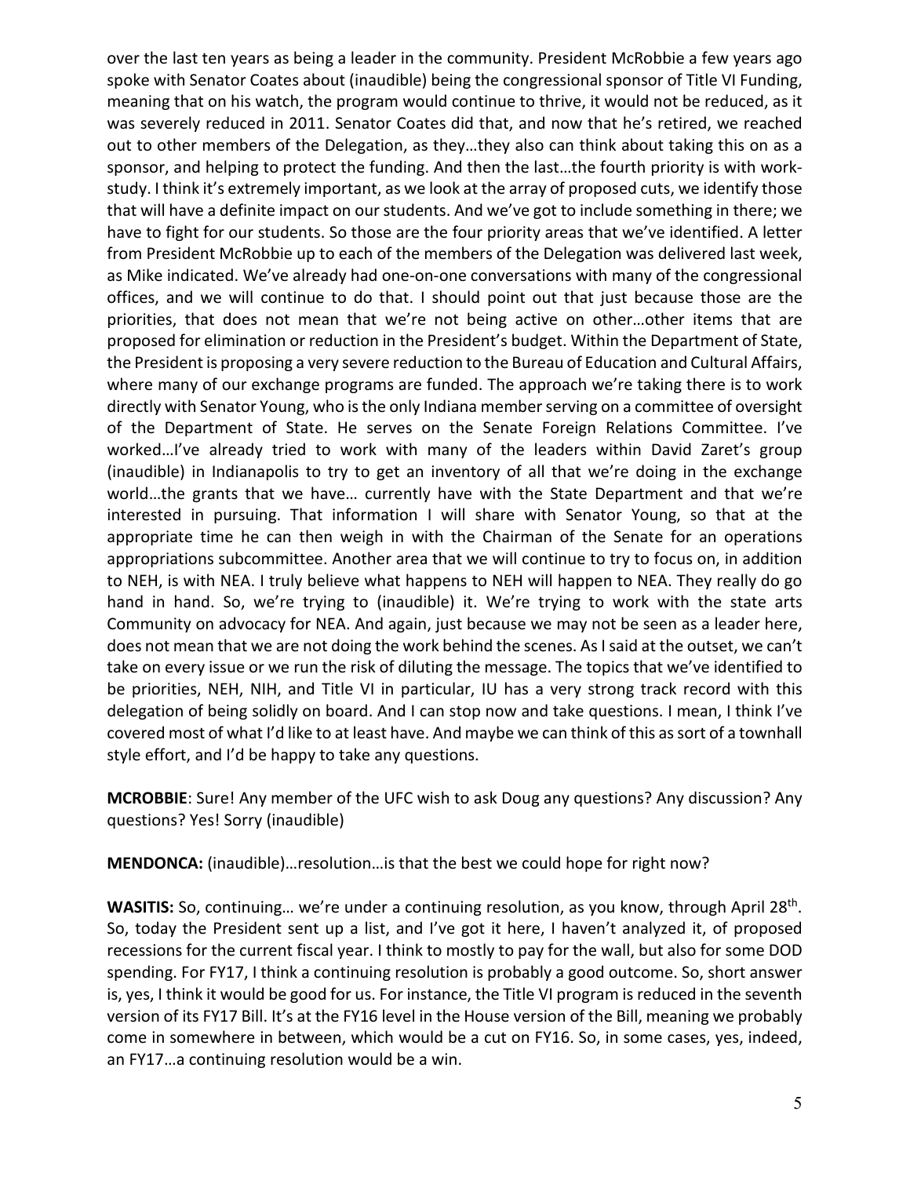over the last ten years as being a leader in the community. President McRobbie a few years ago spoke with Senator Coates about (inaudible) being the congressional sponsor of Title VI Funding, meaning that on his watch, the program would continue to thrive, it would not be reduced, as it was severely reduced in 2011. Senator Coates did that, and now that he's retired, we reached out to other members of the Delegation, as they…they also can think about taking this on as a sponsor, and helping to protect the funding. And then the last…the fourth priority is with work-study. I think it's extremely important, as we look at the array of proposed cuts, we identify those that will have a definite impact on our students. And we've got to include something in there; we have to fight for our students. So those are the four priority areas that we've identified. A letter from President McRobbie up to each of the members of the Delegation was delivered last week, as Mike indicated. We've already had one-on-one conversations with many of the congressional offices, and we will continue to do that. I should point out that just because those are the priorities, that does not mean that we're not being active on other…other items that are proposed for elimination or reduction in the President's budget. Within the Department of State, the President is proposing a very severe reduction to the Bureau of Education and Cultural Affairs, where many of our exchange programs are funded. The approach we're taking there is to work directly with Senator Young, who is the only Indiana member serving on a committee of oversight of the Department of State. He serves on the Senate Foreign Relations Committee. I've worked…I've already tried to work with many of the leaders within David Zaret's group (inaudible) in Indianapolis to try to get an inventory of all that we're doing in the exchange world…the grants that we have… currently have with the State Department and that we're interested in pursuing. That information I will share with Senator Young, so that at the appropriate time he can then weigh in with the Chairman of the Senate for an operations appropriations subcommittee. Another area that we will continue to try to focus on, in addition to NEH, is with NEA. I truly believe what happens to NEH will happen to NEA. They really do go hand in hand. So, we're trying to (inaudible) it. We're trying to work with the state arts Community on advocacy for NEA. And again, just because we may not be seen as a leader here, does not mean that we are not doing the work behind the scenes. As I said at the outset, we can't take on every issue or we run the risk of diluting the message. The topics that we've identified to be priorities, NEH, NIH, and Title VI in particular, IU has a very strong track record with this delegation of being solidly on board. And I can stop now and take questions. I mean, I think I've covered most of what I'd like to at least have. And maybe we can think of this as sort of a townhall style effort, and I'd be happy to take any questions.

**MCROBBIE**: Sure! Any member of the UFC wish to ask Doug any questions? Any discussion? Any questions? Yes! Sorry (inaudible)

**MENDONCA:** (inaudible)…resolution…is that the best we could hope for right now?

**WASITIS:** So, continuing… we're under a continuing resolution, as you know, through April 28th. So, today the President sent up a list, and I've got it here, I haven't analyzed it, of proposed recessions for the current fiscal year. I think to mostly to pay for the wall, but also for some DOD spending. For FY17, I think a continuing resolution is probably a good outcome. So, short answer is, yes, I think it would be good for us. For instance, the Title VI program is reduced in the seventh version of its FY17 Bill. It's at the FY16 level in the House version of the Bill, meaning we probably come in somewhere in between, which would be a cut on FY16. So, in some cases, yes, indeed, an FY17…a continuing resolution would be a win.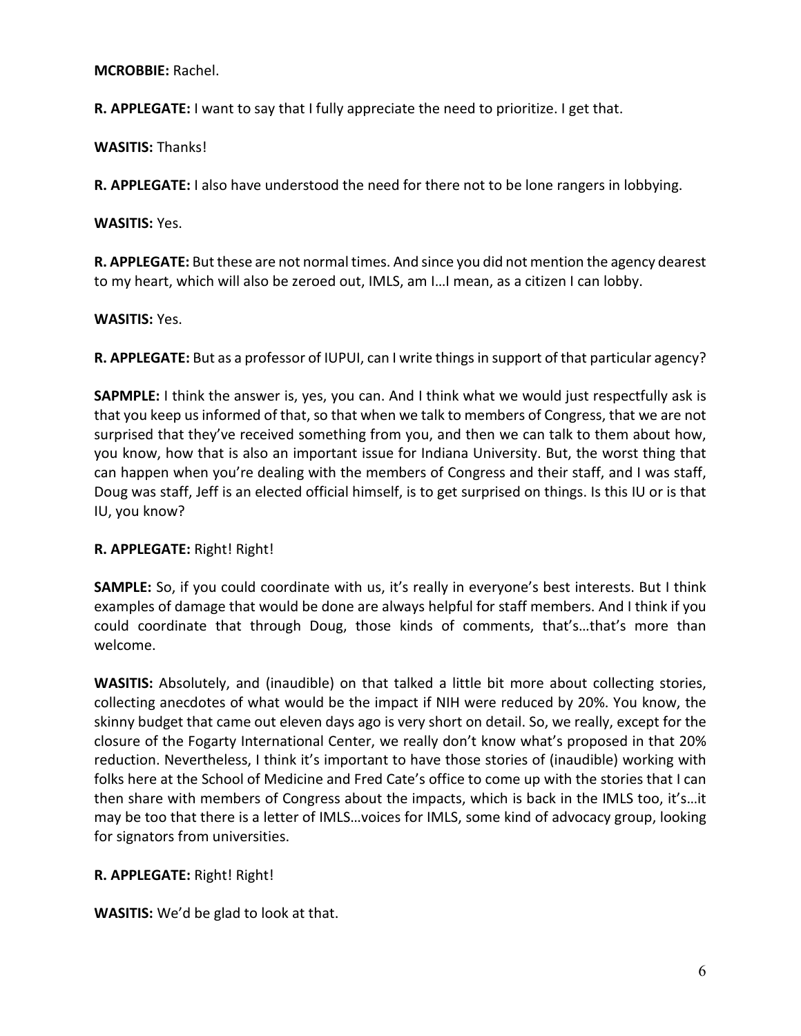**MCROBBIE:** Rachel.

**R. APPLEGATE:** I want to say that I fully appreciate the need to prioritize. I get that.

**WASITIS:** Thanks!

**R. APPLEGATE:** I also have understood the need for there not to be lone rangers in lobbying.

**WASITIS:** Yes.

**R. APPLEGATE:** But these are not normal times. And since you did not mention the agency dearest to my heart, which will also be zeroed out, IMLS, am I…I mean, as a citizen I can lobby.

**WASITIS:** Yes.

**R. APPLEGATE:** But as a professor of IUPUI, can I write things in support of that particular agency?

**SAPMPLE:** I think the answer is, yes, you can. And I think what we would just respectfully ask is that you keep us informed of that, so that when we talk to members of Congress, that we are not surprised that they've received something from you, and then we can talk to them about how, you know, how that is also an important issue for Indiana University. But, the worst thing that can happen when you're dealing with the members of Congress and their staff, and I was staff, Doug was staff, Jeff is an elected official himself, is to get surprised on things. Is this IU or is that IU, you know?

**R. APPLEGATE:** Right! Right!

**SAMPLE:** So, if you could coordinate with us, it's really in everyone's best interests. But I think examples of damage that would be done are always helpful for staff members. And I think if you could coordinate that through Doug, those kinds of comments, that's…that's more than welcome.

**WASITIS:** Absolutely, and (inaudible) on that talked a little bit more about collecting stories, collecting anecdotes of what would be the impact if NIH were reduced by 20%. You know, the skinny budget that came out eleven days ago is very short on detail. So, we really, except for the closure of the Fogarty International Center, we really don't know what's proposed in that 20% reduction. Nevertheless, I think it's important to have those stories of (inaudible) working with folks here at the School of Medicine and Fred Cate's office to come up with the stories that I can then share with members of Congress about the impacts, which is back in the IMLS too, it's…it may be too that there is a letter of IMLS…voices for IMLS, some kind of advocacy group, looking for signators from universities.

**R. APPLEGATE:** Right! Right!

**WASITIS:** We'd be glad to look at that.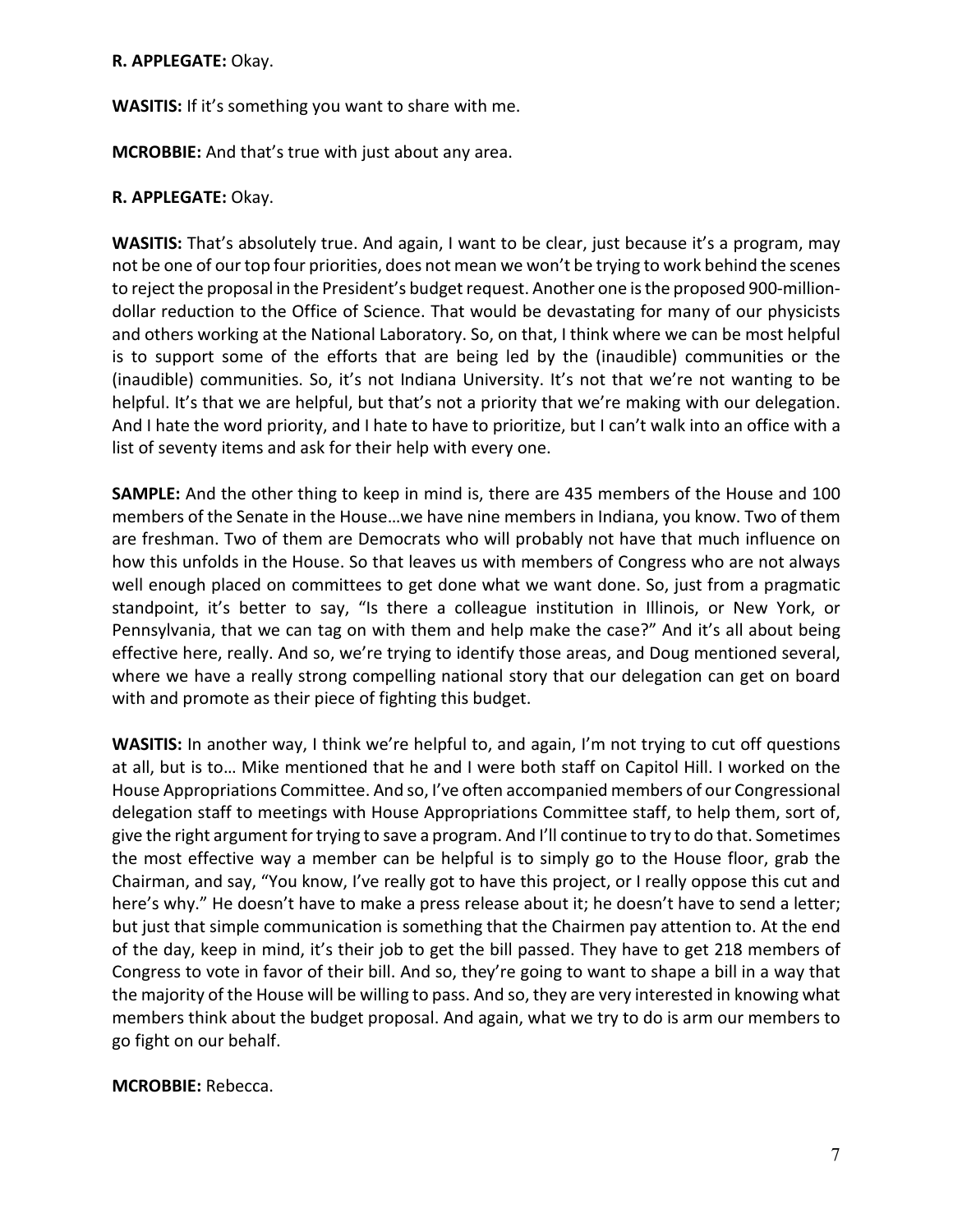**R. APPLEGATE:** Okay.

**WASITIS:** If it's something you want to share with me.

**MCROBBIE:** And that's true with just about any area.

**R. APPLEGATE:** Okay.

**WASITIS:** That's absolutely true. And again, I want to be clear, just because it's a program, may not be one of our top four priorities, does not mean we won't be trying to work behind the scenes to reject the proposal in the President's budget request. Another one is the proposed 900-million-dollar reduction to the Office of Science. That would be devastating for many of our physicists and others working at the National Laboratory. So, on that, I think where we can be most helpful is to support some of the efforts that are being led by the (inaudible) communities or the (inaudible) communities. So, it's not Indiana University. It's not that we're not wanting to be helpful. It's that we are helpful, but that's not a priority that we're making with our delegation. And I hate the word priority, and I hate to have to prioritize, but I can't walk into an office with a list of seventy items and ask for their help with every one.

**SAMPLE:** And the other thing to keep in mind is, there are 435 members of the House and 100 members of the Senate in the House…we have nine members in Indiana, you know. Two of them are freshman. Two of them are Democrats who will probably not have that much influence on how this unfolds in the House. So that leaves us with members of Congress who are not always well enough placed on committees to get done what we want done. So, just from a pragmatic standpoint, it's better to say, "Is there a colleague institution in Illinois, or New York, or Pennsylvania, that we can tag on with them and help make the case?" And it's all about being effective here, really. And so, we're trying to identify those areas, and Doug mentioned several, where we have a really strong compelling national story that our delegation can get on board with and promote as their piece of fighting this budget.

**WASITIS:** In another way, I think we're helpful to, and again, I'm not trying to cut off questions at all, but is to… Mike mentioned that he and I were both staff on Capitol Hill. I worked on the House Appropriations Committee. And so, I've often accompanied members of our Congressional delegation staff to meetings with House Appropriations Committee staff, to help them, sort of, give the right argument for trying to save a program. And I'll continue to try to do that. Sometimes the most effective way a member can be helpful is to simply go to the House floor, grab the Chairman, and say, "You know, I've really got to have this project, or I really oppose this cut and here's why." He doesn't have to make a press release about it; he doesn't have to send a letter; but just that simple communication is something that the Chairmen pay attention to. At the end of the day, keep in mind, it's their job to get the bill passed. They have to get 218 members of Congress to vote in favor of their bill. And so, they're going to want to shape a bill in a way that the majority of the House will be willing to pass. And so, they are very interested in knowing what members think about the budget proposal. And again, what we try to do is arm our members to go fight on our behalf.

**MCROBBIE:** Rebecca.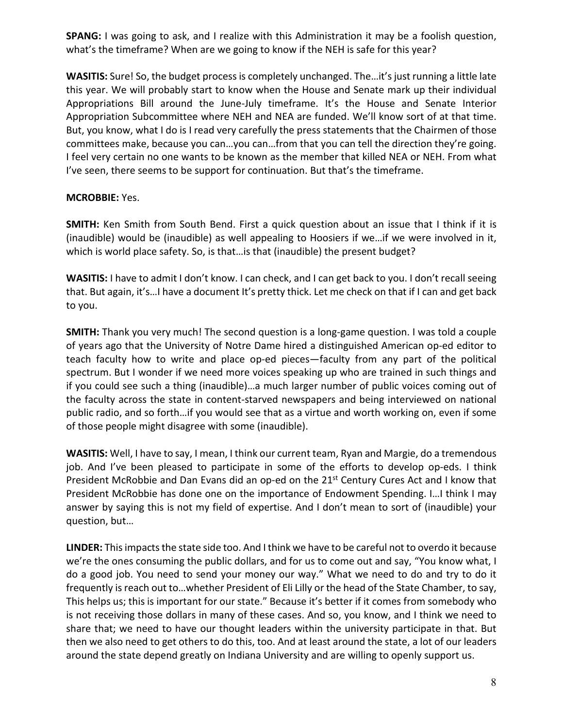**SPANG:** I was going to ask, and I realize with this Administration it may be a foolish question, what's the timeframe? When are we going to know if the NEH is safe for this year?

**WASITIS:** Sure! So, the budget process is completely unchanged. The…it's just running a little late this year. We will probably start to know when the House and Senate mark up their individual Appropriations Bill around the June-July timeframe. It's the House and Senate Interior Appropriation Subcommittee where NEH and NEA are funded. We'll know sort of at that time. But, you know, what I do is I read very carefully the press statements that the Chairmen of those committees make, because you can…you can…from that you can tell the direction they're going. I feel very certain no one wants to be known as the member that killed NEA or NEH. From what I've seen, there seems to be support for continuation. But that's the timeframe.

**MCROBBIE:** Yes.

**SMITH:** Ken Smith from South Bend. First a quick question about an issue that I think if it is (inaudible) would be (inaudible) as well appealing to Hoosiers if we…if we were involved in it, which is world place safety. So, is that…is that (inaudible) the present budget?

**WASITIS:** I have to admit I don't know. I can check, and I can get back to you. I don't recall seeing that. But again, it's…I have a document It's pretty thick. Let me check on that if I can and get back to you.

**SMITH:** Thank you very much! The second question is a long-game question. I was told a couple of years ago that the University of Notre Dame hired a distinguished American op-ed editor to teach faculty how to write and place op-ed pieces—faculty from any part of the political spectrum. But I wonder if we need more voices speaking up who are trained in such things and if you could see such a thing (inaudible)…a much larger number of public voices coming out of the faculty across the state in content-starved newspapers and being interviewed on national public radio, and so forth…if you would see that as a virtue and worth working on, even if some of those people might disagree with some (inaudible).

**WASITIS:** Well, I have to say, I mean, I think our current team, Ryan and Margie, do a tremendous job. And I've been pleased to participate in some of the efforts to develop op-eds. I think President McRobbie and Dan Evans did an op-ed on the 21st Century Cures Act and I know that President McRobbie has done one on the importance of Endowment Spending. I…I think I may answer by saying this is not my field of expertise. And I don't mean to sort of (inaudible) your question, but…

**LINDER:** This impacts the state side too. And I think we have to be careful not to overdo it because we're the ones consuming the public dollars, and for us to come out and say, "You know what, I do a good job. You need to send your money our way." What we need to do and try to do it frequently is reach out to…whether President of Eli Lilly or the head of the State Chamber, to say, This helps us; this is important for our state." Because it's better if it comes from somebody who is not receiving those dollars in many of these cases. And so, you know, and I think we need to share that; we need to have our thought leaders within the university participate in that. But then we also need to get others to do this, too. And at least around the state, a lot of our leaders around the state depend greatly on Indiana University and are willing to openly support us.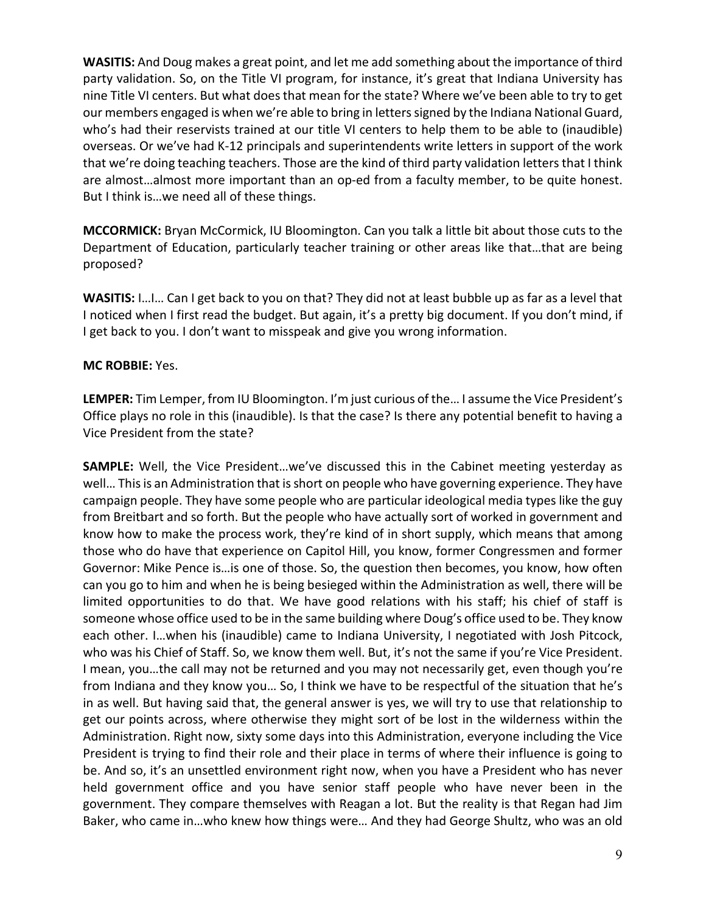**WASITIS:** And Doug makes a great point, and let me add something about the importance of third party validation. So, on the Title VI program, for instance, it's great that Indiana University has nine Title VI centers. But what does that mean for the state? Where we've been able to try to get our members engaged is when we're able to bring in letters signed by the Indiana National Guard, who's had their reservists trained at our title VI centers to help them to be able to (inaudible) overseas. Or we've had K-12 principals and superintendents write letters in support of the work that we're doing teaching teachers. Those are the kind of third party validation letters that I think are almost…almost more important than an op-ed from a faculty member, to be quite honest. But I think is…we need all of these things.

**MCCORMICK:** Bryan McCormick, IU Bloomington. Can you talk a little bit about those cuts to the Department of Education, particularly teacher training or other areas like that…that are being proposed?

**WASITIS:** I…I… Can I get back to you on that? They did not at least bubble up as far as a level that I noticed when I first read the budget. But again, it's a pretty big document. If you don't mind, if I get back to you. I don't want to misspeak and give you wrong information.

**MC ROBBIE:** Yes.

**LEMPER:** Tim Lemper, from IU Bloomington. I'm just curious of the… I assume the Vice President's Office plays no role in this (inaudible). Is that the case? Is there any potential benefit to having a Vice President from the state?

**SAMPLE:** Well, the Vice President…we've discussed this in the Cabinet meeting yesterday as well… This is an Administration that is short on people who have governing experience. They have campaign people. They have some people who are particular ideological media types like the guy from Breitbart and so forth. But the people who have actually sort of worked in government and know how to make the process work, they're kind of in short supply, which means that among those who do have that experience on Capitol Hill, you know, former Congressmen and former Governor: Mike Pence is…is one of those. So, the question then becomes, you know, how often can you go to him and when he is being besieged within the Administration as well, there will be limited opportunities to do that. We have good relations with his staff; his chief of staff is someone whose office used to be in the same building where Doug's office used to be. They know each other. I…when his (inaudible) came to Indiana University, I negotiated with Josh Pitcock, who was his Chief of Staff. So, we know them well. But, it's not the same if you're Vice President. I mean, you…the call may not be returned and you may not necessarily get, even though you're from Indiana and they know you… So, I think we have to be respectful of the situation that he's in as well. But having said that, the general answer is yes, we will try to use that relationship to get our points across, where otherwise they might sort of be lost in the wilderness within the Administration. Right now, sixty some days into this Administration, everyone including the Vice President is trying to find their role and their place in terms of where their influence is going to be. And so, it's an unsettled environment right now, when you have a President who has never held government office and you have senior staff people who have never been in the government. They compare themselves with Reagan a lot. But the reality is that Regan had Jim Baker, who came in…who knew how things were… And they had George Shultz, who was an old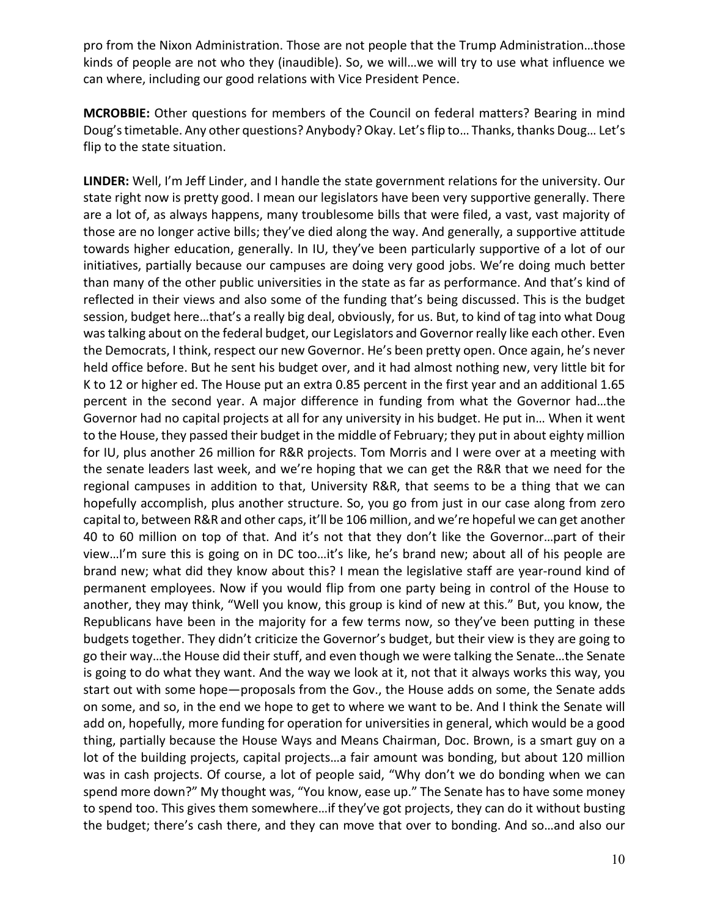pro from the Nixon Administration. Those are not people that the Trump Administration…those kinds of people are not who they (inaudible). So, we will…we will try to use what influence we can where, including our good relations with Vice President Pence.

**MCROBBIE:** Other questions for members of the Council on federal matters? Bearing in mind Doug's timetable. Any other questions? Anybody? Okay. Let's flip to… Thanks, thanks Doug… Let's flip to the state situation.

**LINDER:** Well, I'm Jeff Linder, and I handle the state government relations for the university. Our state right now is pretty good. I mean our legislators have been very supportive generally. There are a lot of, as always happens, many troublesome bills that were filed, a vast, vast majority of those are no longer active bills; they've died along the way. And generally, a supportive attitude towards higher education, generally. In IU, they've been particularly supportive of a lot of our initiatives, partially because our campuses are doing very good jobs. We're doing much better than many of the other public universities in the state as far as performance. And that's kind of reflected in their views and also some of the funding that's being discussed. This is the budget session, budget here…that's a really big deal, obviously, for us. But, to kind of tag into what Doug was talking about on the federal budget, our Legislators and Governor really like each other. Even the Democrats, I think, respect our new Governor. He's been pretty open. Once again, he's never held office before. But he sent his budget over, and it had almost nothing new, very little bit for K to 12 or higher ed. The House put an extra 0.85 percent in the first year and an additional 1.65 percent in the second year. A major difference in funding from what the Governor had…the Governor had no capital projects at all for any university in his budget. He put in… When it went to the House, they passed their budget in the middle of February; they put in about eighty million for IU, plus another 26 million for R&R projects. Tom Morris and I were over at a meeting with the senate leaders last week, and we're hoping that we can get the R&R that we need for the regional campuses in addition to that, University R&R, that seems to be a thing that we can hopefully accomplish, plus another structure. So, you go from just in our case along from zero capital to, between R&R and other caps, it'll be 106 million, and we're hopeful we can get another 40 to 60 million on top of that. And it's not that they don't like the Governor…part of their view…I'm sure this is going on in DC too…it's like, he's brand new; about all of his people are brand new; what did they know about this? I mean the legislative staff are year-round kind of permanent employees. Now if you would flip from one party being in control of the House to another, they may think, "Well you know, this group is kind of new at this." But, you know, the Republicans have been in the majority for a few terms now, so they've been putting in these budgets together. They didn't criticize the Governor's budget, but their view is they are going to go their way…the House did their stuff, and even though we were talking the Senate…the Senate is going to do what they want. And the way we look at it, not that it always works this way, you start out with some hope—proposals from the Gov., the House adds on some, the Senate adds on some, and so, in the end we hope to get to where we want to be. And I think the Senate will add on, hopefully, more funding for operation for universities in general, which would be a good thing, partially because the House Ways and Means Chairman, Doc. Brown, is a smart guy on a lot of the building projects, capital projects…a fair amount was bonding, but about 120 million was in cash projects. Of course, a lot of people said, "Why don't we do bonding when we can spend more down?" My thought was, "You know, ease up." The Senate has to have some money to spend too. This gives them somewhere…if they've got projects, they can do it without busting the budget; there's cash there, and they can move that over to bonding. And so…and also our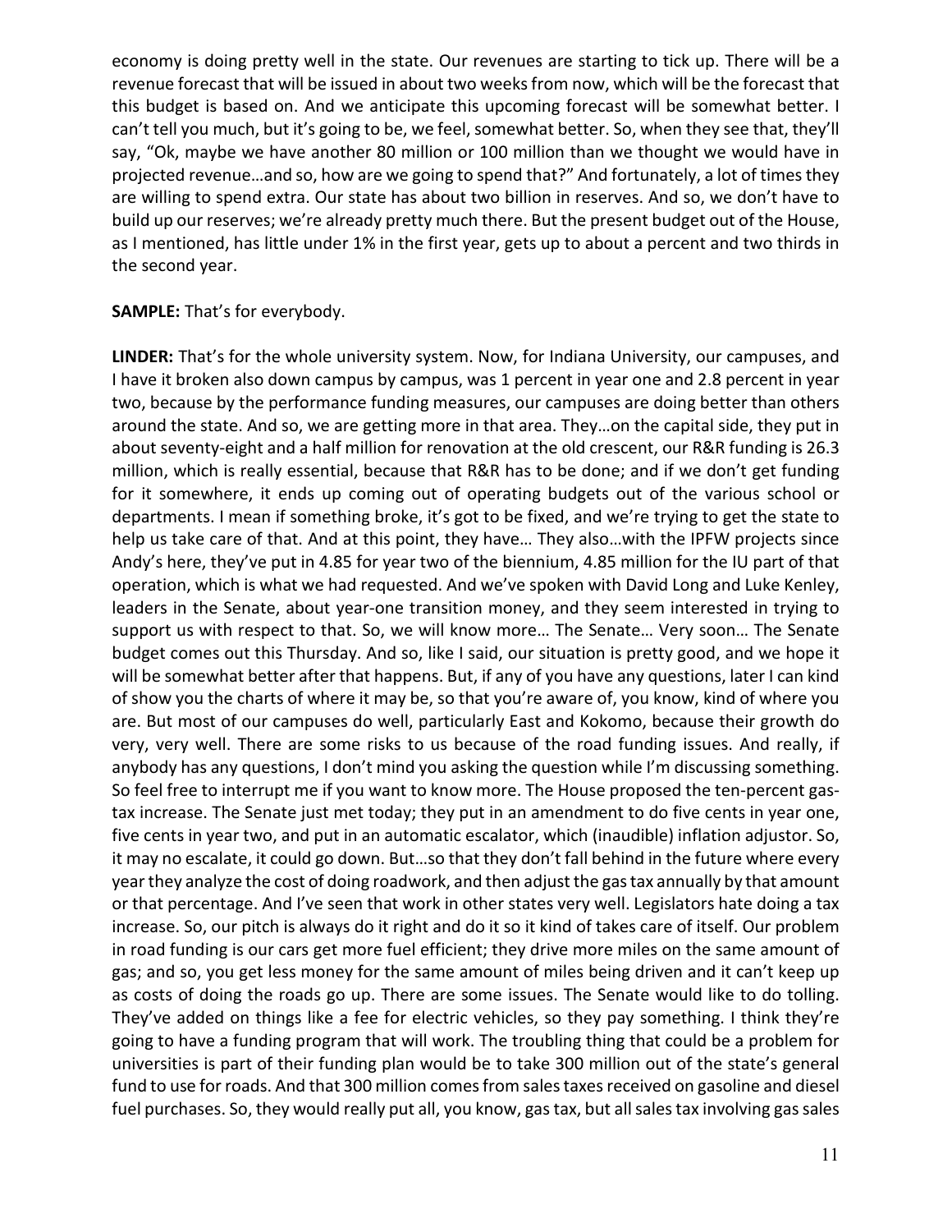economy is doing pretty well in the state. Our revenues are starting to tick up. There will be a revenue forecast that will be issued in about two weeks from now, which will be the forecast that this budget is based on. And we anticipate this upcoming forecast will be somewhat better. I can't tell you much, but it's going to be, we feel, somewhat better. So, when they see that, they'll say, "Ok, maybe we have another 80 million or 100 million than we thought we would have in projected revenue…and so, how are we going to spend that?" And fortunately, a lot of times they are willing to spend extra. Our state has about two billion in reserves. And so, we don't have to build up our reserves; we're already pretty much there. But the present budget out of the House, as I mentioned, has little under 1% in the first year, gets up to about a percent and two thirds in the second year.

**SAMPLE:** That's for everybody.

**LINDER:** That's for the whole university system. Now, for Indiana University, our campuses, and I have it broken also down campus by campus, was 1 percent in year one and 2.8 percent in year two, because by the performance funding measures, our campuses are doing better than others around the state. And so, we are getting more in that area. They…on the capital side, they put in about seventy-eight and a half million for renovation at the old crescent, our R&R funding is 26.3 million, which is really essential, because that R&R has to be done; and if we don't get funding for it somewhere, it ends up coming out of operating budgets out of the various school or departments. I mean if something broke, it's got to be fixed, and we're trying to get the state to help us take care of that. And at this point, they have… They also…with the IPFW projects since Andy's here, they've put in 4.85 for year two of the biennium, 4.85 million for the IU part of that operation, which is what we had requested. And we've spoken with David Long and Luke Kenley, leaders in the Senate, about year-one transition money, and they seem interested in trying to support us with respect to that. So, we will know more… The Senate… Very soon… The Senate budget comes out this Thursday. And so, like I said, our situation is pretty good, and we hope it will be somewhat better after that happens. But, if any of you have any questions, later I can kind of show you the charts of where it may be, so that you're aware of, you know, kind of where you are. But most of our campuses do well, particularly East and Kokomo, because their growth do very, very well. There are some risks to us because of the road funding issues. And really, if anybody has any questions, I don't mind you asking the question while I'm discussing something. So feel free to interrupt me if you want to know more. The House proposed the ten-percent gas-tax increase. The Senate just met today; they put in an amendment to do five cents in year one, five cents in year two, and put in an automatic escalator, which (inaudible) inflation adjustor. So, it may no escalate, it could go down. But…so that they don't fall behind in the future where every year they analyze the cost of doing roadwork, and then adjust the gas tax annually by that amount or that percentage. And I've seen that work in other states very well. Legislators hate doing a tax increase. So, our pitch is always do it right and do it so it kind of takes care of itself. Our problem in road funding is our cars get more fuel efficient; they drive more miles on the same amount of gas; and so, you get less money for the same amount of miles being driven and it can't keep up as costs of doing the roads go up. There are some issues. The Senate would like to do tolling. They've added on things like a fee for electric vehicles, so they pay something. I think they're going to have a funding program that will work. The troubling thing that could be a problem for universities is part of their funding plan would be to take 300 million out of the state's general fund to use for roads. And that 300 million comes from sales taxes received on gasoline and diesel fuel purchases. So, they would really put all, you know, gas tax, but all sales tax involving gas sales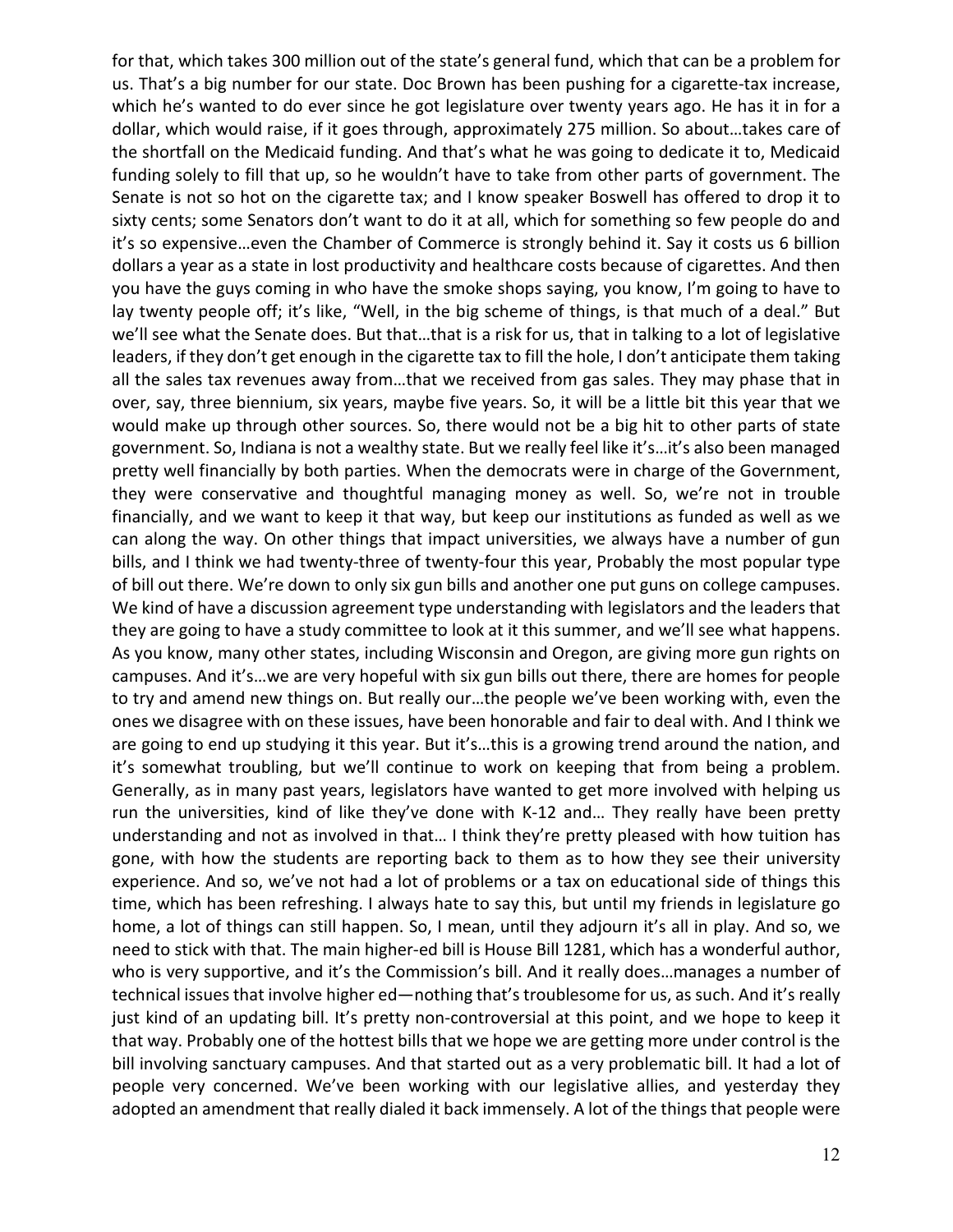for that, which takes 300 million out of the state's general fund, which that can be a problem for us. That's a big number for our state. Doc Brown has been pushing for a cigarette-tax increase, which he's wanted to do ever since he got legislature over twenty years ago. He has it in for a dollar, which would raise, if it goes through, approximately 275 million. So about…takes care of the shortfall on the Medicaid funding. And that's what he was going to dedicate it to, Medicaid funding solely to fill that up, so he wouldn't have to take from other parts of government. The Senate is not so hot on the cigarette tax; and I know speaker Boswell has offered to drop it to sixty cents; some Senators don't want to do it at all, which for something so few people do and it's so expensive…even the Chamber of Commerce is strongly behind it. Say it costs us 6 billion dollars a year as a state in lost productivity and healthcare costs because of cigarettes. And then you have the guys coming in who have the smoke shops saying, you know, I'm going to have to lay twenty people off; it's like, "Well, in the big scheme of things, is that much of a deal." But we'll see what the Senate does. But that…that is a risk for us, that in talking to a lot of legislative leaders, if they don't get enough in the cigarette tax to fill the hole, I don't anticipate them taking all the sales tax revenues away from…that we received from gas sales. They may phase that in over, say, three biennium, six years, maybe five years. So, it will be a little bit this year that we would make up through other sources. So, there would not be a big hit to other parts of state government. So, Indiana is not a wealthy state. But we really feel like it's…it's also been managed pretty well financially by both parties. When the democrats were in charge of the Government, they were conservative and thoughtful managing money as well. So, we're not in trouble financially, and we want to keep it that way, but keep our institutions as funded as well as we can along the way. On other things that impact universities, we always have a number of gun bills, and I think we had twenty-three of twenty-four this year, Probably the most popular type of bill out there. We're down to only six gun bills and another one put guns on college campuses. We kind of have a discussion agreement type understanding with legislators and the leaders that they are going to have a study committee to look at it this summer, and we'll see what happens. As you know, many other states, including Wisconsin and Oregon, are giving more gun rights on campuses. And it's…we are very hopeful with six gun bills out there, there are homes for people to try and amend new things on. But really our…the people we've been working with, even the ones we disagree with on these issues, have been honorable and fair to deal with. And I think we are going to end up studying it this year. But it's…this is a growing trend around the nation, and it's somewhat troubling, but we'll continue to work on keeping that from being a problem. Generally, as in many past years, legislators have wanted to get more involved with helping us run the universities, kind of like they've done with K-12 and… They really have been pretty understanding and not as involved in that… I think they're pretty pleased with how tuition has gone, with how the students are reporting back to them as to how they see their university experience. And so, we've not had a lot of problems or a tax on educational side of things this time, which has been refreshing. I always hate to say this, but until my friends in legislature go home, a lot of things can still happen. So, I mean, until they adjourn it's all in play. And so, we need to stick with that. The main higher-ed bill is House Bill 1281, which has a wonderful author, who is very supportive, and it's the Commission's bill. And it really does…manages a number of technical issues that involve higher ed—nothing that's troublesome for us, as such. And it's really just kind of an updating bill. It's pretty non-controversial at this point, and we hope to keep it that way. Probably one of the hottest bills that we hope we are getting more under control is the bill involving sanctuary campuses. And that started out as a very problematic bill. It had a lot of people very concerned. We've been working with our legislative allies, and yesterday they adopted an amendment that really dialed it back immensely. A lot of the things that people were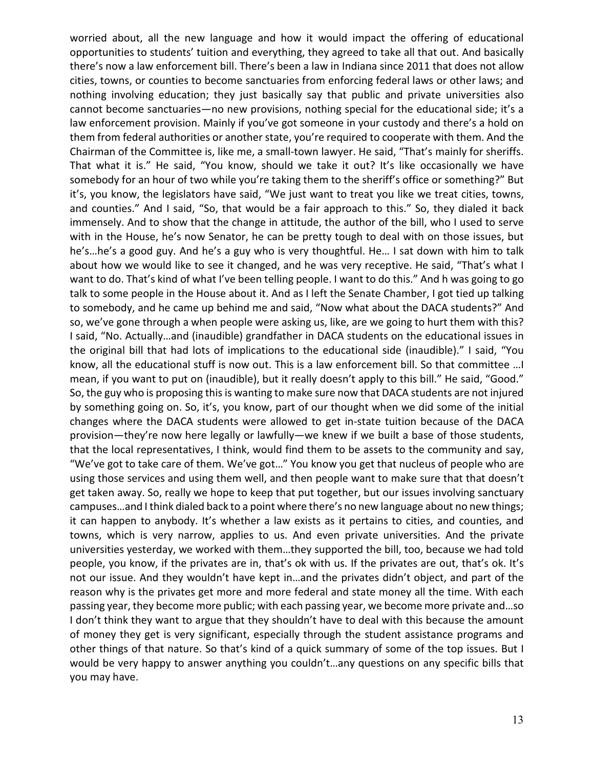worried about, all the new language and how it would impact the offering of educational opportunities to students' tuition and everything, they agreed to take all that out. And basically there's now a law enforcement bill. There's been a law in Indiana since 2011 that does not allow cities, towns, or counties to become sanctuaries from enforcing federal laws or other laws; and nothing involving education; they just basically say that public and private universities also cannot become sanctuaries—no new provisions, nothing special for the educational side; it's a law enforcement provision. Mainly if you've got someone in your custody and there's a hold on them from federal authorities or another state, you're required to cooperate with them. And the Chairman of the Committee is, like me, a small-town lawyer. He said, "That's mainly for sheriffs. That what it is." He said, "You know, should we take it out? It's like occasionally we have somebody for an hour of two while you're taking them to the sheriff's office or something?" But it's, you know, the legislators have said, "We just want to treat you like we treat cities, towns, and counties." And I said, "So, that would be a fair approach to this." So, they dialed it back immensely. And to show that the change in attitude, the author of the bill, who I used to serve with in the House, he's now Senator, he can be pretty tough to deal with on those issues, but he's…he's a good guy. And he's a guy who is very thoughtful. He… I sat down with him to talk about how we would like to see it changed, and he was very receptive. He said, "That's what I want to do. That's kind of what I've been telling people. I want to do this." And h was going to go talk to some people in the House about it. And as I left the Senate Chamber, I got tied up talking to somebody, and he came up behind me and said, "Now what about the DACA students?" And so, we've gone through a when people were asking us, like, are we going to hurt them with this? I said, "No. Actually…and (inaudible) grandfather in DACA students on the educational issues in the original bill that had lots of implications to the educational side (inaudible)." I said, "You know, all the educational stuff is now out. This is a law enforcement bill. So that committee …I mean, if you want to put on (inaudible), but it really doesn't apply to this bill." He said, "Good." So, the guy who is proposing this is wanting to make sure now that DACA students are not injured by something going on. So, it's, you know, part of our thought when we did some of the initial changes where the DACA students were allowed to get in-state tuition because of the DACA provision—they're now here legally or lawfully—we knew if we built a base of those students, that the local representatives, I think, would find them to be assets to the community and say, "We've got to take care of them. We've got…" You know you get that nucleus of people who are using those services and using them well, and then people want to make sure that that doesn't get taken away. So, really we hope to keep that put together, but our issues involving sanctuary campuses…and I think dialed back to a point where there's no new language about no new things; it can happen to anybody. It's whether a law exists as it pertains to cities, and counties, and towns, which is very narrow, applies to us. And even private universities. And the private universities yesterday, we worked with them…they supported the bill, too, because we had told people, you know, if the privates are in, that's ok with us. If the privates are out, that's ok. It's not our issue. And they wouldn't have kept in…and the privates didn't object, and part of the reason why is the privates get more and more federal and state money all the time. With each passing year, they become more public; with each passing year, we become more private and…so I don't think they want to argue that they shouldn't have to deal with this because the amount of money they get is very significant, especially through the student assistance programs and other things of that nature. So that's kind of a quick summary of some of the top issues. But I would be very happy to answer anything you couldn't…any questions on any specific bills that you may have.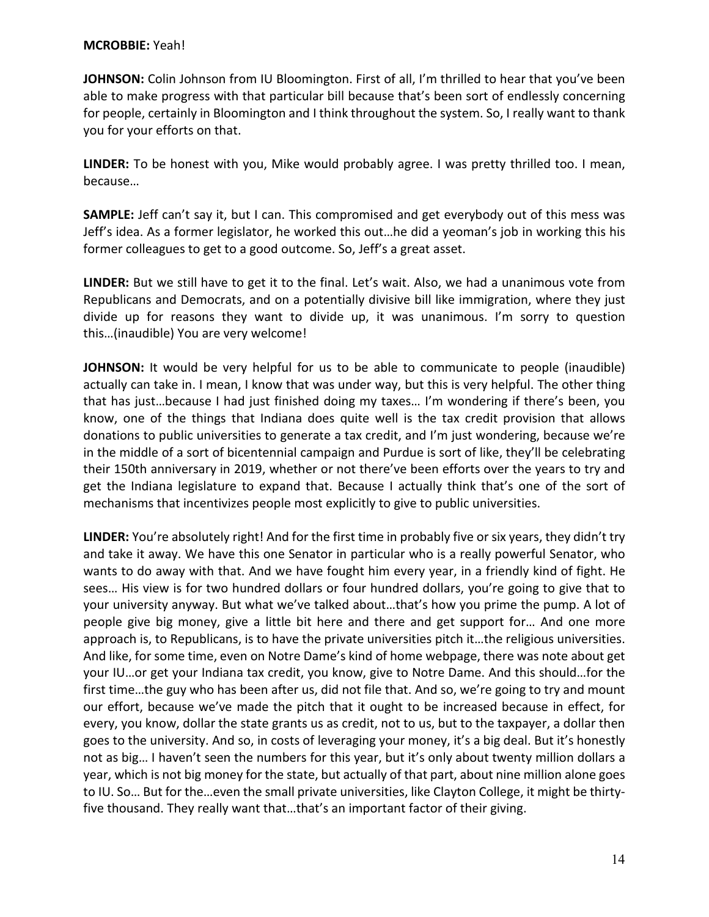**MCROBBIE:** Yeah!

**JOHNSON:** Colin Johnson from IU Bloomington. First of all, I'm thrilled to hear that you've been able to make progress with that particular bill because that's been sort of endlessly concerning for people, certainly in Bloomington and I think throughout the system. So, I really want to thank you for your efforts on that.

**LINDER:** To be honest with you, Mike would probably agree. I was pretty thrilled too. I mean, because…

**SAMPLE:** Jeff can't say it, but I can. This compromised and get everybody out of this mess was Jeff's idea. As a former legislator, he worked this out…he did a yeoman's job in working this his former colleagues to get to a good outcome. So, Jeff's a great asset.

**LINDER:** But we still have to get it to the final. Let's wait. Also, we had a unanimous vote from Republicans and Democrats, and on a potentially divisive bill like immigration, where they just divide up for reasons they want to divide up, it was unanimous. I'm sorry to question this…(inaudible) You are very welcome!

**JOHNSON:** It would be very helpful for us to be able to communicate to people (inaudible) actually can take in. I mean, I know that was under way, but this is very helpful. The other thing that has just…because I had just finished doing my taxes… I'm wondering if there's been, you know, one of the things that Indiana does quite well is the tax credit provision that allows donations to public universities to generate a tax credit, and I'm just wondering, because we're in the middle of a sort of bicentennial campaign and Purdue is sort of like, they'll be celebrating their 150th anniversary in 2019, whether or not there've been efforts over the years to try and get the Indiana legislature to expand that. Because I actually think that's one of the sort of mechanisms that incentivizes people most explicitly to give to public universities.

**LINDER:** You're absolutely right! And for the first time in probably five or six years, they didn't try and take it away. We have this one Senator in particular who is a really powerful Senator, who wants to do away with that. And we have fought him every year, in a friendly kind of fight. He sees… His view is for two hundred dollars or four hundred dollars, you're going to give that to your university anyway. But what we've talked about…that's how you prime the pump. A lot of people give big money, give a little bit here and there and get support for… And one more approach is, to Republicans, is to have the private universities pitch it…the religious universities. And like, for some time, even on Notre Dame's kind of home webpage, there was note about get your IU…or get your Indiana tax credit, you know, give to Notre Dame. And this should…for the first time…the guy who has been after us, did not file that. And so, we're going to try and mount our effort, because we've made the pitch that it ought to be increased because in effect, for every, you know, dollar the state grants us as credit, not to us, but to the taxpayer, a dollar then goes to the university. And so, in costs of leveraging your money, it's a big deal. But it's honestly not as big… I haven't seen the numbers for this year, but it's only about twenty million dollars a year, which is not big money for the state, but actually of that part, about nine million alone goes to IU. So… But for the…even the small private universities, like Clayton College, it might be thirty-five thousand. They really want that…that's an important factor of their giving.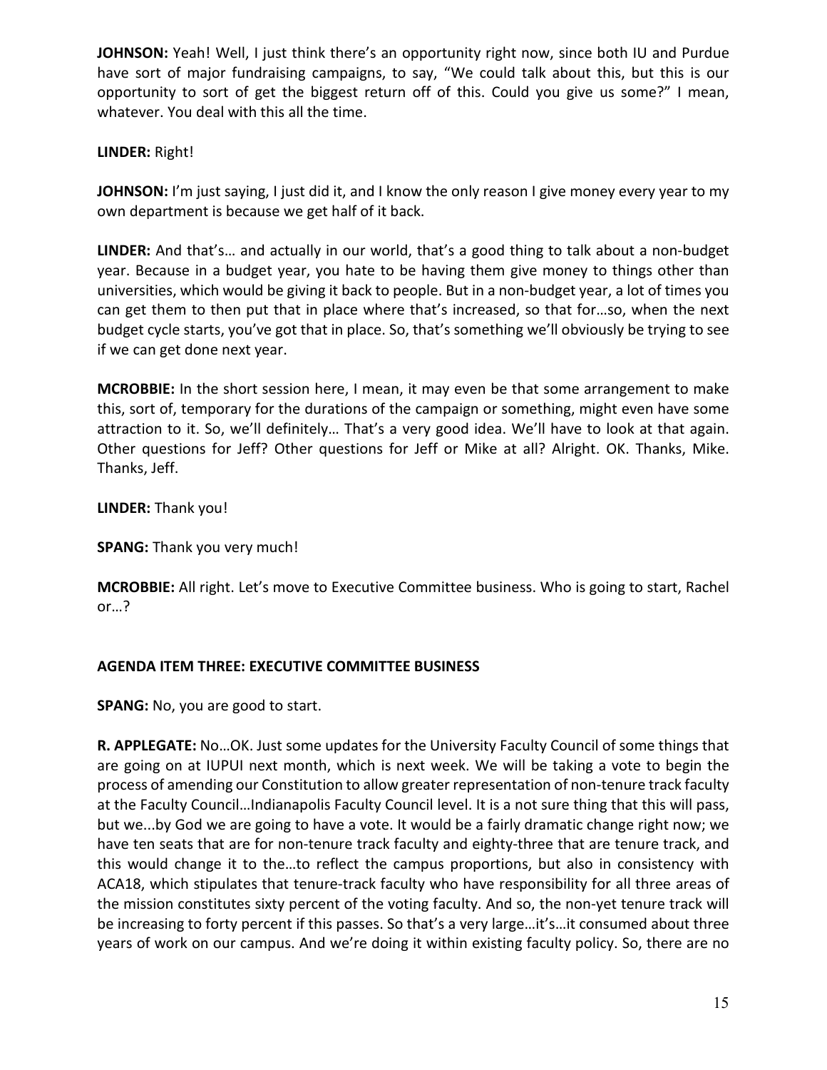**JOHNSON:** Yeah! Well, I just think there's an opportunity right now, since both IU and Purdue have sort of major fundraising campaigns, to say, "We could talk about this, but this is our opportunity to sort of get the biggest return off of this. Could you give us some?" I mean, whatever. You deal with this all the time.

**LINDER:** Right!

**JOHNSON:** I'm just saying, I just did it, and I know the only reason I give money every year to my own department is because we get half of it back.

**LINDER:** And that's… and actually in our world, that's a good thing to talk about a non-budget year. Because in a budget year, you hate to be having them give money to things other than universities, which would be giving it back to people. But in a non-budget year, a lot of times you can get them to then put that in place where that's increased, so that for…so, when the next budget cycle starts, you've got that in place. So, that's something we'll obviously be trying to see if we can get done next year.

**MCROBBIE:** In the short session here, I mean, it may even be that some arrangement to make this, sort of, temporary for the durations of the campaign or something, might even have some attraction to it. So, we'll definitely… That's a very good idea. We'll have to look at that again. Other questions for Jeff? Other questions for Jeff or Mike at all? Alright. OK. Thanks, Mike. Thanks, Jeff.

**LINDER:** Thank you!

**SPANG:** Thank you very much!

**MCROBBIE:** All right. Let's move to Executive Committee business. Who is going to start, Rachel or…?

## AGENDA ITEM THREE: EXECUTIVE COMMITTEE BUSINESS

**SPANG:** No, you are good to start.

**R. APPLEGATE:** No…OK. Just some updates for the University Faculty Council of some things that are going on at IUPUI next month, which is next week. We will be taking a vote to begin the process of amending our Constitution to allow greater representation of non-tenure track faculty at the Faculty Council…Indianapolis Faculty Council level. It is a not sure thing that this will pass, but we...by God we are going to have a vote. It would be a fairly dramatic change right now; we have ten seats that are for non-tenure track faculty and eighty-three that are tenure track, and this would change it to the…to reflect the campus proportions, but also in consistency with ACA18, which stipulates that tenure-track faculty who have responsibility for all three areas of the mission constitutes sixty percent of the voting faculty. And so, the non-yet tenure track will be increasing to forty percent if this passes. So that's a very large…it's…it consumed about three years of work on our campus. And we're doing it within existing faculty policy. So, there are no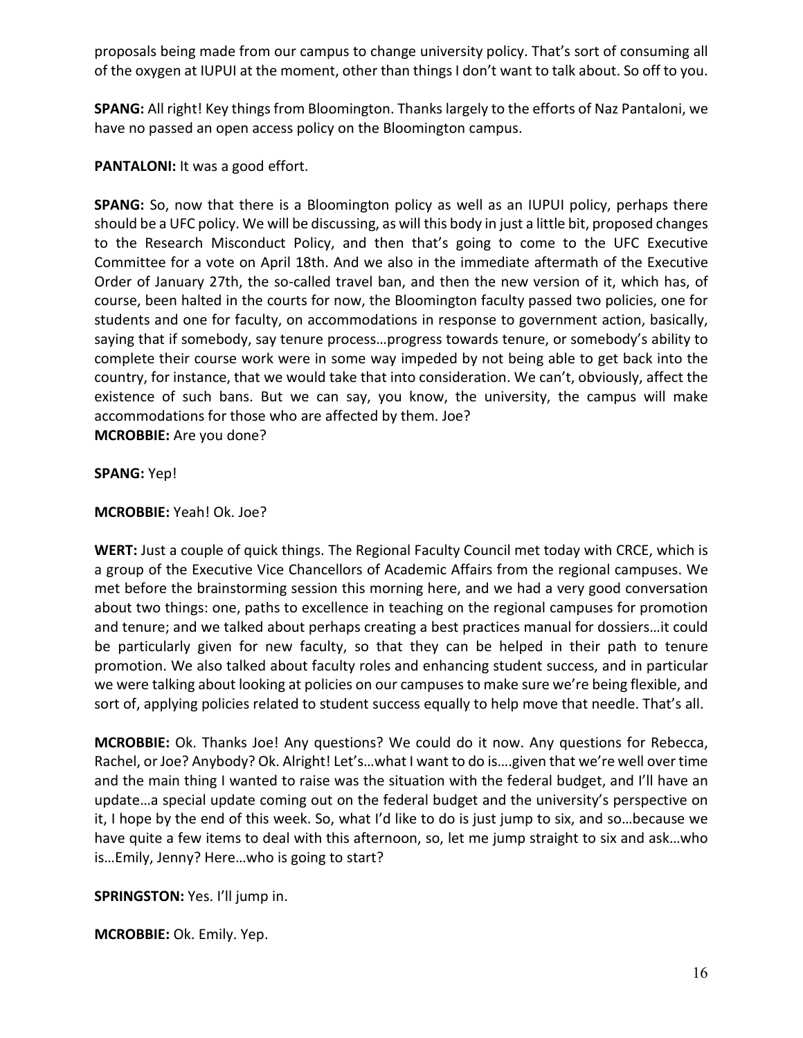proposals being made from our campus to change university policy. That's sort of consuming all of the oxygen at IUPUI at the moment, other than things I don't want to talk about. So off to you.

**SPANG:** All right! Key things from Bloomington. Thanks largely to the efforts of Naz Pantaloni, we have no passed an open access policy on the Bloomington campus.

**PANTALONI:** It was a good effort.

**SPANG:** So, now that there is a Bloomington policy as well as an IUPUI policy, perhaps there should be a UFC policy. We will be discussing, as will this body in just a little bit, proposed changes to the Research Misconduct Policy, and then that's going to come to the UFC Executive Committee for a vote on April 18th. And we also in the immediate aftermath of the Executive Order of January 27th, the so-called travel ban, and then the new version of it, which has, of course, been halted in the courts for now, the Bloomington faculty passed two policies, one for students and one for faculty, on accommodations in response to government action, basically, saying that if somebody, say tenure process…progress towards tenure, or somebody's ability to complete their course work were in some way impeded by not being able to get back into the country, for instance, that we would take that into consideration. We can't, obviously, affect the existence of such bans. But we can say, you know, the university, the campus will make accommodations for those who are affected by them. Joe?

**MCROBBIE:** Are you done?

**SPANG:** Yep!

**MCROBBIE:** Yeah! Ok. Joe?

**WERT:** Just a couple of quick things. The Regional Faculty Council met today with CRCE, which is a group of the Executive Vice Chancellors of Academic Affairs from the regional campuses. We met before the brainstorming session this morning here, and we had a very good conversation about two things: one, paths to excellence in teaching on the regional campuses for promotion and tenure; and we talked about perhaps creating a best practices manual for dossiers…it could be particularly given for new faculty, so that they can be helped in their path to tenure promotion. We also talked about faculty roles and enhancing student success, and in particular we were talking about looking at policies on our campuses to make sure we're being flexible, and sort of, applying policies related to student success equally to help move that needle. That's all.

**MCROBBIE:** Ok. Thanks Joe! Any questions? We could do it now. Any questions for Rebecca, Rachel, or Joe? Anybody? Ok. Alright! Let's…what I want to do is….given that we're well over time and the main thing I wanted to raise was the situation with the federal budget, and I'll have an update…a special update coming out on the federal budget and the university's perspective on it, I hope by the end of this week. So, what I'd like to do is just jump to six, and so…because we have quite a few items to deal with this afternoon, so, let me jump straight to six and ask…who is…Emily, Jenny? Here…who is going to start?

**SPRINGSTON:** Yes. I'll jump in.

**MCROBBIE:** Ok. Emily. Yep.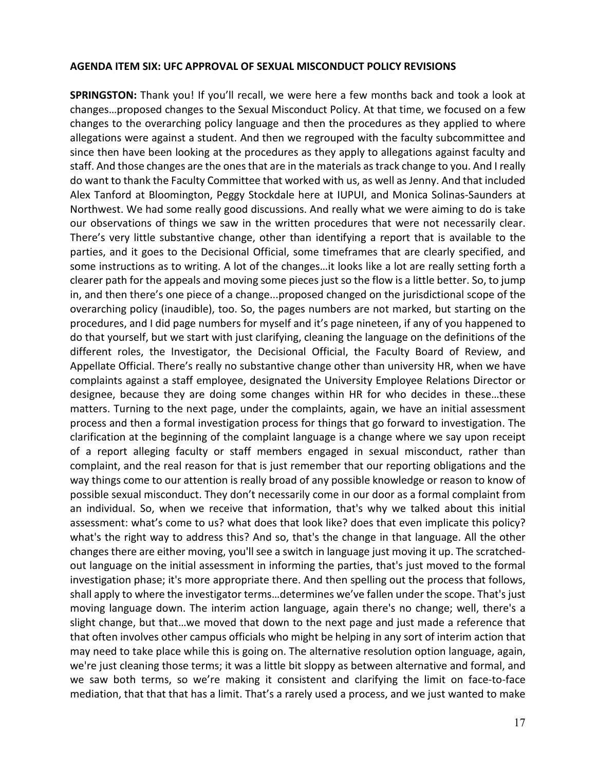**AGENDA ITEM SIX: UFC APPROVAL OF SEXUAL MISCONDUCT POLICY REVISIONS**

**SPRINGSTON:** Thank you! If you'll recall, we were here a few months back and took a look at changes…proposed changes to the Sexual Misconduct Policy. At that time, we focused on a few changes to the overarching policy language and then the procedures as they applied to where allegations were against a student. And then we regrouped with the faculty subcommittee and since then have been looking at the procedures as they apply to allegations against faculty and staff. And those changes are the ones that are in the materials as track change to you. And I really do want to thank the Faculty Committee that worked with us, as well as Jenny. And that included Alex Tanford at Bloomington, Peggy Stockdale here at IUPUI, and Monica Solinas-Saunders at Northwest. We had some really good discussions. And really what we were aiming to do is take our observations of things we saw in the written procedures that were not necessarily clear. There's very little substantive change, other than identifying a report that is available to the parties, and it goes to the Decisional Official, some timeframes that are clearly specified, and some instructions as to writing. A lot of the changes…it looks like a lot are really setting forth a clearer path for the appeals and moving some pieces just so the flow is a little better. So, to jump in, and then there's one piece of a change...proposed changed on the jurisdictional scope of the overarching policy (inaudible), too. So, the pages numbers are not marked, but starting on the procedures, and I did page numbers for myself and it's page nineteen, if any of you happened to do that yourself, but we start with just clarifying, cleaning the language on the definitions of the different roles, the Investigator, the Decisional Official, the Faculty Board of Review, and Appellate Official. There's really no substantive change other than university HR, when we have complaints against a staff employee, designated the University Employee Relations Director or designee, because they are doing some changes within HR for who decides in these…these matters. Turning to the next page, under the complaints, again, we have an initial assessment process and then a formal investigation process for things that go forward to investigation. The clarification at the beginning of the complaint language is a change where we say upon receipt of a report alleging faculty or staff members engaged in sexual misconduct, rather than complaint, and the real reason for that is just remember that our reporting obligations and the way things come to our attention is really broad of any possible knowledge or reason to know of possible sexual misconduct. They don't necessarily come in our door as a formal complaint from an individual. So, when we receive that information, that's why we talked about this initial assessment: what's come to us? what does that look like? does that even implicate this policy? what's the right way to address this? And so, that's the change in that language. All the other changes there are either moving, you'll see a switch in language just moving it up. The scratched-out language on the initial assessment in informing the parties, that's just moved to the formal investigation phase; it's more appropriate there. And then spelling out the process that follows, shall apply to where the investigator terms…determines we've fallen under the scope. That's just moving language down. The interim action language, again there's no change; well, there's a slight change, but that…we moved that down to the next page and just made a reference that that often involves other campus officials who might be helping in any sort of interim action that may need to take place while this is going on. The alternative resolution option language, again, we're just cleaning those terms; it was a little bit sloppy as between alternative and formal, and we saw both terms, so we're making it consistent and clarifying the limit on face-to-face mediation, that that that has a limit. That's a rarely used a process, and we just wanted to make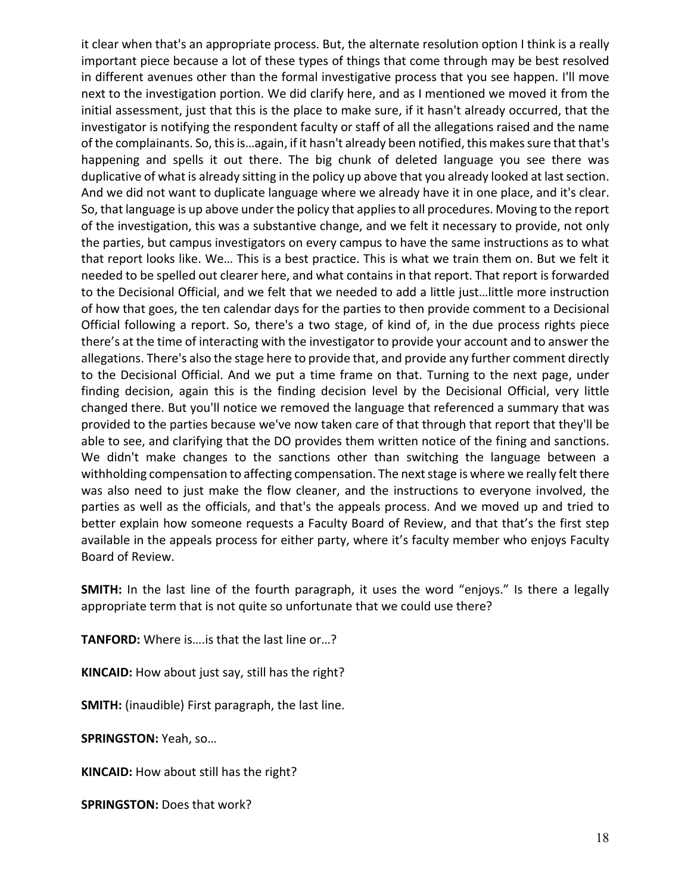it clear when that's an appropriate process. But, the alternate resolution option I think is a really important piece because a lot of these types of things that come through may be best resolved in different avenues other than the formal investigative process that you see happen. I'll move next to the investigation portion. We did clarify here, and as I mentioned we moved it from the initial assessment, just that this is the place to make sure, if it hasn't already occurred, that the investigator is notifying the respondent faculty or staff of all the allegations raised and the name of the complainants. So, this is…again, if it hasn't already been notified, this makes sure that that's happening and spells it out there. The big chunk of deleted language you see there was duplicative of what is already sitting in the policy up above that you already looked at last section. And we did not want to duplicate language where we already have it in one place, and it's clear. So, that language is up above under the policy that applies to all procedures. Moving to the report of the investigation, this was a substantive change, and we felt it necessary to provide, not only the parties, but campus investigators on every campus to have the same instructions as to what that report looks like. We… This is a best practice. This is what we train them on. But we felt it needed to be spelled out clearer here, and what contains in that report. That report is forwarded to the Decisional Official, and we felt that we needed to add a little just…little more instruction of how that goes, the ten calendar days for the parties to then provide comment to a Decisional Official following a report. So, there's a two stage, of kind of, in the due process rights piece there's at the time of interacting with the investigator to provide your account and to answer the allegations. There's also the stage here to provide that, and provide any further comment directly to the Decisional Official. And we put a time frame on that. Turning to the next page, under finding decision, again this is the finding decision level by the Decisional Official, very little changed there. But you'll notice we removed the language that referenced a summary that was provided to the parties because we've now taken care of that through that report that they'll be able to see, and clarifying that the DO provides them written notice of the fining and sanctions. We didn't make changes to the sanctions other than switching the language between a withholding compensation to affecting compensation. The next stage is where we really felt there was also need to just make the flow cleaner, and the instructions to everyone involved, the parties as well as the officials, and that's the appeals process. And we moved up and tried to better explain how someone requests a Faculty Board of Review, and that that's the first step available in the appeals process for either party, where it's faculty member who enjoys Faculty Board of Review.

**SMITH:** In the last line of the fourth paragraph, it uses the word "enjoys." Is there a legally appropriate term that is not quite so unfortunate that we could use there?

**TANFORD:** Where is….is that the last line or…?

**KINCAID:** How about just say, still has the right?

**SMITH:** (inaudible) First paragraph, the last line.

**SPRINGSTON:** Yeah, so…

**KINCAID:** How about still has the right?

**SPRINGSTON:** Does that work?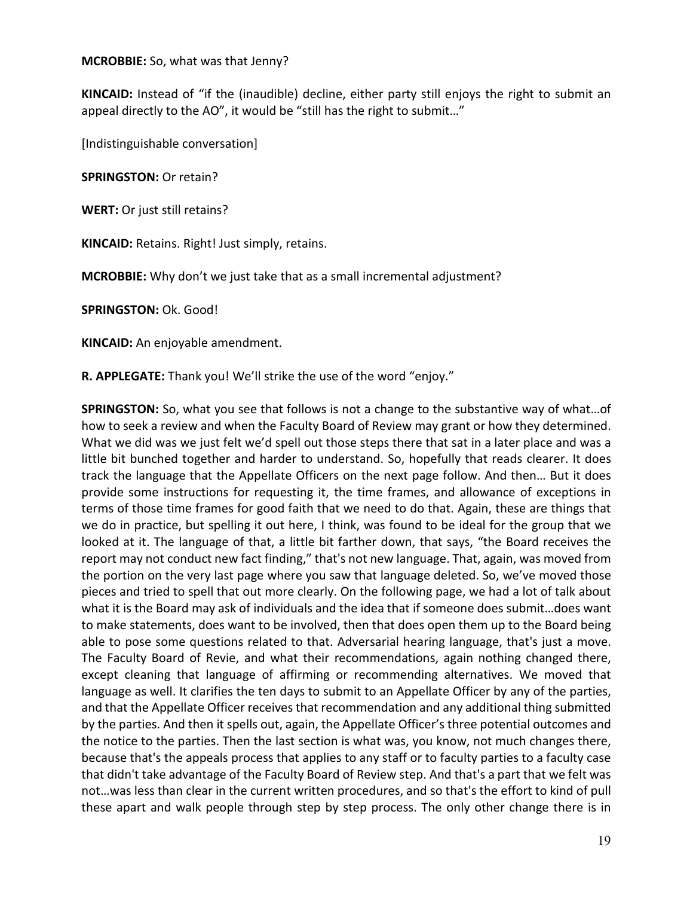**MCROBBIE:** So, what was that Jenny?

**KINCAID:** Instead of "if the (inaudible) decline, either party still enjoys the right to submit an appeal directly to the AO", it would be "still has the right to submit…"

[Indistinguishable conversation]

**SPRINGSTON:** Or retain?

**WERT:** Or just still retains?

**KINCAID:** Retains. Right! Just simply, retains.

**MCROBBIE:** Why don't we just take that as a small incremental adjustment?

**SPRINGSTON:** Ok. Good!

**KINCAID:** An enjoyable amendment.

**R. APPLEGATE:** Thank you! We'll strike the use of the word "enjoy."

**SPRINGSTON:** So, what you see that follows is not a change to the substantive way of what…of how to seek a review and when the Faculty Board of Review may grant or how they determined. What we did was we just felt we'd spell out those steps there that sat in a later place and was a little bit bunched together and harder to understand. So, hopefully that reads clearer. It does track the language that the Appellate Officers on the next page follow. And then… But it does provide some instructions for requesting it, the time frames, and allowance of exceptions in terms of those time frames for good faith that we need to do that. Again, these are things that we do in practice, but spelling it out here, I think, was found to be ideal for the group that we looked at it. The language of that, a little bit farther down, that says, "the Board receives the report may not conduct new fact finding," that's not new language. That, again, was moved from the portion on the very last page where you saw that language deleted. So, we've moved those pieces and tried to spell that out more clearly. On the following page, we had a lot of talk about what it is the Board may ask of individuals and the idea that if someone does submit…does want to make statements, does want to be involved, then that does open them up to the Board being able to pose some questions related to that. Adversarial hearing language, that's just a move. The Faculty Board of Revie, and what their recommendations, again nothing changed there, except cleaning that language of affirming or recommending alternatives. We moved that language as well. It clarifies the ten days to submit to an Appellate Officer by any of the parties, and that the Appellate Officer receives that recommendation and any additional thing submitted by the parties. And then it spells out, again, the Appellate Officer's three potential outcomes and the notice to the parties. Then the last section is what was, you know, not much changes there, because that's the appeals process that applies to any staff or to faculty parties to a faculty case that didn't take advantage of the Faculty Board of Review step. And that's a part that we felt was not…was less than clear in the current written procedures, and so that's the effort to kind of pull these apart and walk people through step by step process. The only other change there is in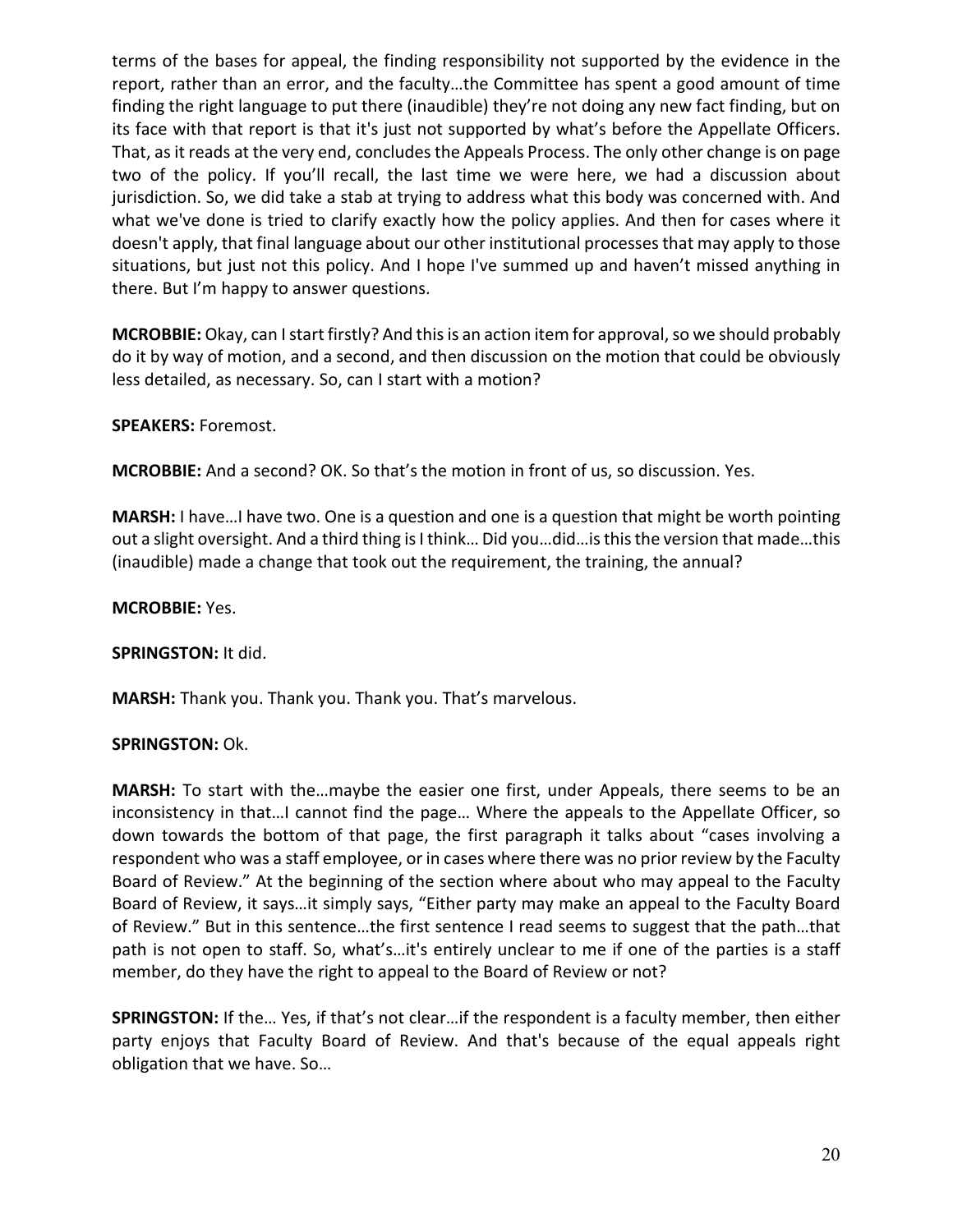terms of the bases for appeal, the finding responsibility not supported by the evidence in the report, rather than an error, and the faculty…the Committee has spent a good amount of time finding the right language to put there (inaudible) they're not doing any new fact finding, but on its face with that report is that it's just not supported by what's before the Appellate Officers. That, as it reads at the very end, concludes the Appeals Process. The only other change is on page two of the policy. If you'll recall, the last time we were here, we had a discussion about jurisdiction. So, we did take a stab at trying to address what this body was concerned with. And what we've done is tried to clarify exactly how the policy applies. And then for cases where it doesn't apply, that final language about our other institutional processes that may apply to those situations, but just not this policy. And I hope I've summed up and haven't missed anything in there. But I'm happy to answer questions.

**MCROBBIE:** Okay, can I start firstly? And this is an action item for approval, so we should probably do it by way of motion, and a second, and then discussion on the motion that could be obviously less detailed, as necessary. So, can I start with a motion?

**SPEAKERS:** Foremost.

**MCROBBIE:** And a second? OK. So that's the motion in front of us, so discussion. Yes.

**MARSH:** I have…I have two. One is a question and one is a question that might be worth pointing out a slight oversight. And a third thing is I think… Did you…did…is this the version that made…this (inaudible) made a change that took out the requirement, the training, the annual?

**MCROBBIE:** Yes.

**SPRINGSTON:** It did.

**MARSH:** Thank you. Thank you. Thank you. That's marvelous.

**SPRINGSTON:** Ok.

**MARSH:** To start with the…maybe the easier one first, under Appeals, there seems to be an inconsistency in that…I cannot find the page… Where the appeals to the Appellate Officer, so down towards the bottom of that page, the first paragraph it talks about "cases involving a respondent who was a staff employee, or in cases where there was no prior review by the Faculty Board of Review." At the beginning of the section where about who may appeal to the Faculty Board of Review, it says…it simply says, "Either party may make an appeal to the Faculty Board of Review." But in this sentence…the first sentence I read seems to suggest that the path…that path is not open to staff. So, what's…it's entirely unclear to me if one of the parties is a staff member, do they have the right to appeal to the Board of Review or not?

**SPRINGSTON:** If the… Yes, if that's not clear…if the respondent is a faculty member, then either party enjoys that Faculty Board of Review. And that's because of the equal appeals right obligation that we have. So…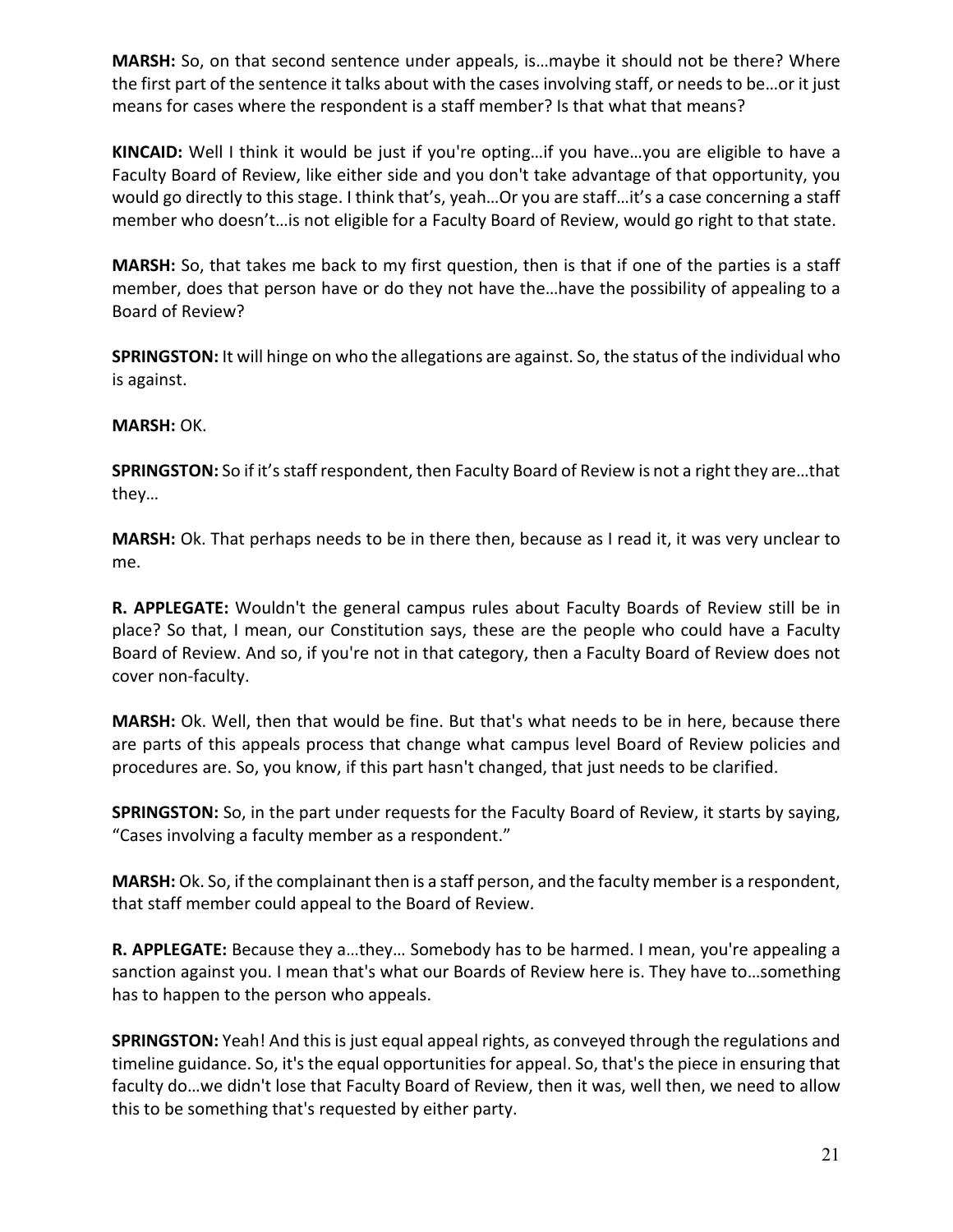**MARSH:** So, on that second sentence under appeals, is…maybe it should not be there? Where the first part of the sentence it talks about with the cases involving staff, or needs to be…or it just means for cases where the respondent is a staff member? Is that what that means?

**KINCAID:** Well I think it would be just if you're opting…if you have…you are eligible to have a Faculty Board of Review, like either side and you don't take advantage of that opportunity, you would go directly to this stage. I think that's, yeah…Or you are staff…it's a case concerning a staff member who doesn't…is not eligible for a Faculty Board of Review, would go right to that state.

**MARSH:** So, that takes me back to my first question, then is that if one of the parties is a staff member, does that person have or do they not have the…have the possibility of appealing to a Board of Review?

**SPRINGSTON:** It will hinge on who the allegations are against. So, the status of the individual who is against.

**MARSH:** OK.

**SPRINGSTON:** So if it's staff respondent, then Faculty Board of Review is not a right they are…that they…

**MARSH:** Ok. That perhaps needs to be in there then, because as I read it, it was very unclear to me.

**R. APPLEGATE:** Wouldn't the general campus rules about Faculty Boards of Review still be in place? So that, I mean, our Constitution says, these are the people who could have a Faculty Board of Review. And so, if you're not in that category, then a Faculty Board of Review does not cover non-faculty.

**MARSH:** Ok. Well, then that would be fine. But that's what needs to be in here, because there are parts of this appeals process that change what campus level Board of Review policies and procedures are. So, you know, if this part hasn't changed, that just needs to be clarified.

**SPRINGSTON:** So, in the part under requests for the Faculty Board of Review, it starts by saying, "Cases involving a faculty member as a respondent."

**MARSH:** Ok. So, if the complainant then is a staff person, and the faculty member is a respondent, that staff member could appeal to the Board of Review.

**R. APPLEGATE:** Because they a…they… Somebody has to be harmed. I mean, you're appealing a sanction against you. I mean that's what our Boards of Review here is. They have to…something has to happen to the person who appeals.

**SPRINGSTON:** Yeah! And this is just equal appeal rights, as conveyed through the regulations and timeline guidance. So, it's the equal opportunities for appeal. So, that's the piece in ensuring that faculty do…we didn't lose that Faculty Board of Review, then it was, well then, we need to allow this to be something that's requested by either party.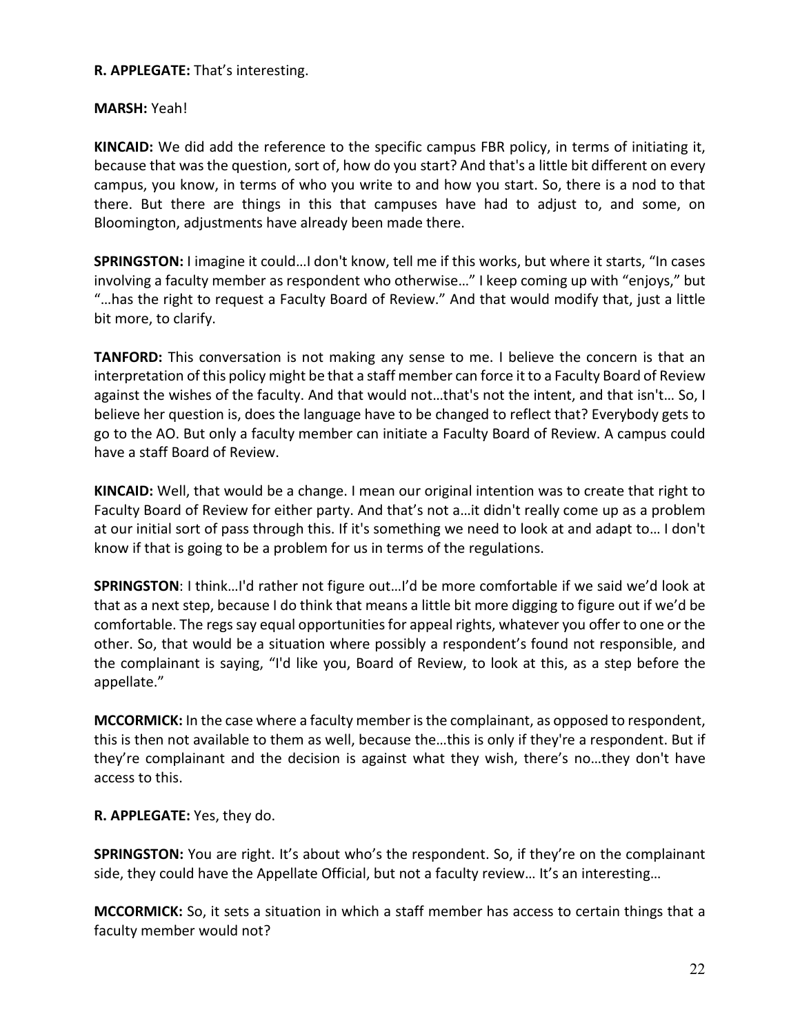**R. APPLEGATE:** That's interesting.

**MARSH:** Yeah!

**KINCAID:** We did add the reference to the specific campus FBR policy, in terms of initiating it, because that was the question, sort of, how do you start? And that's a little bit different on every campus, you know, in terms of who you write to and how you start. So, there is a nod to that there. But there are things in this that campuses have had to adjust to, and some, on Bloomington, adjustments have already been made there.

**SPRINGSTON:** I imagine it could…I don't know, tell me if this works, but where it starts, "In cases involving a faculty member as respondent who otherwise…" I keep coming up with "enjoys," but "…has the right to request a Faculty Board of Review." And that would modify that, just a little bit more, to clarify.

**TANFORD:** This conversation is not making any sense to me. I believe the concern is that an interpretation of this policy might be that a staff member can force it to a Faculty Board of Review against the wishes of the faculty. And that would not…that's not the intent, and that isn't… So, I believe her question is, does the language have to be changed to reflect that? Everybody gets to go to the AO. But only a faculty member can initiate a Faculty Board of Review. A campus could have a staff Board of Review.

**KINCAID:** Well, that would be a change. I mean our original intention was to create that right to Faculty Board of Review for either party. And that's not a…it didn't really come up as a problem at our initial sort of pass through this. If it's something we need to look at and adapt to… I don't know if that is going to be a problem for us in terms of the regulations.

**SPRINGSTON**: I think…I'd rather not figure out…I'd be more comfortable if we said we'd look at that as a next step, because I do think that means a little bit more digging to figure out if we'd be comfortable. The regs say equal opportunities for appeal rights, whatever you offer to one or the other. So, that would be a situation where possibly a respondent's found not responsible, and the complainant is saying, "I'd like you, Board of Review, to look at this, as a step before the appellate."

**MCCORMICK:** In the case where a faculty member is the complainant, as opposed to respondent, this is then not available to them as well, because the…this is only if they're a respondent. But if they're complainant and the decision is against what they wish, there's no…they don't have access to this.

**R. APPLEGATE:** Yes, they do.

**SPRINGSTON:** You are right. It's about who's the respondent. So, if they're on the complainant side, they could have the Appellate Official, but not a faculty review… It's an interesting…

**MCCORMICK:** So, it sets a situation in which a staff member has access to certain things that a faculty member would not?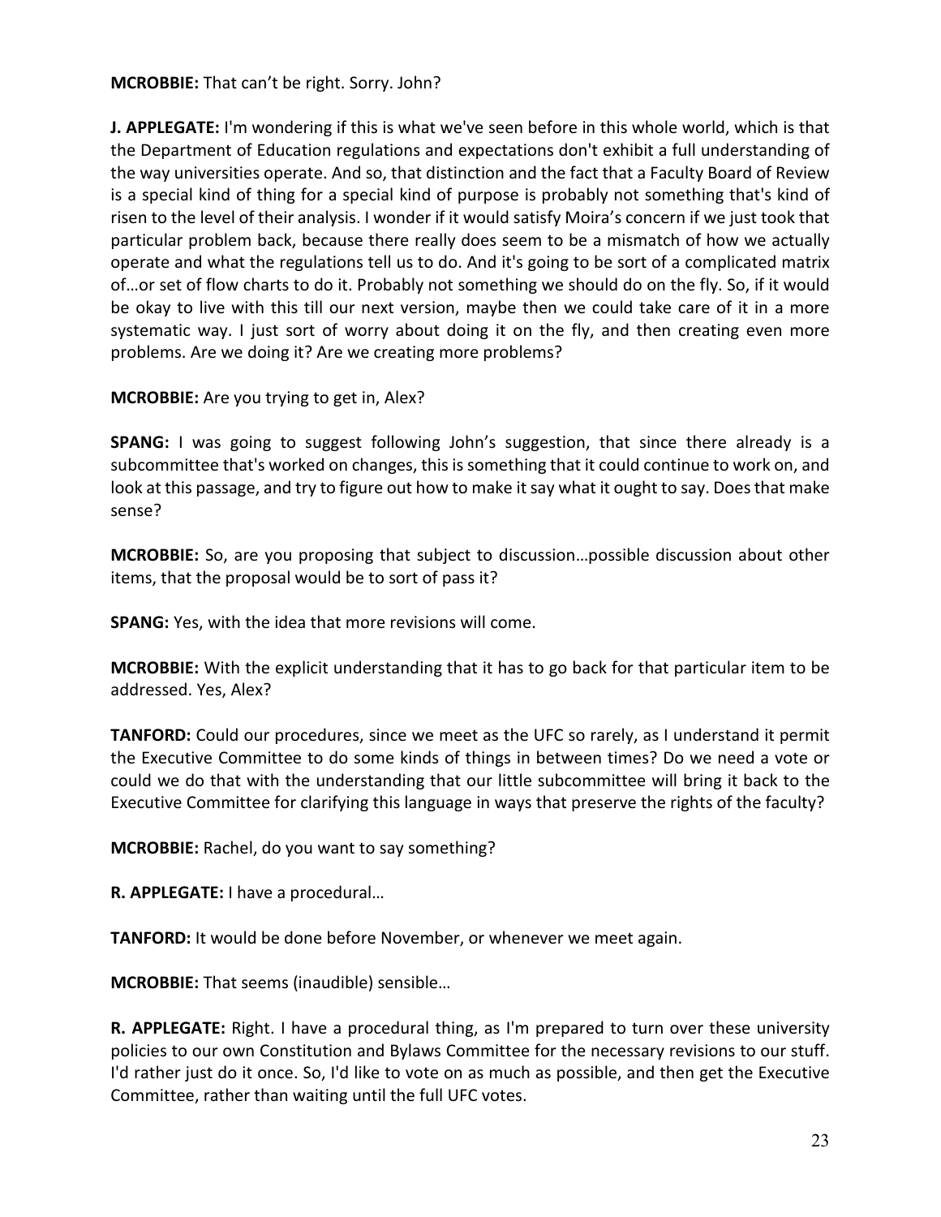**MCROBBIE:** That can't be right. Sorry. John?

**J. APPLEGATE:** I'm wondering if this is what we've seen before in this whole world, which is that the Department of Education regulations and expectations don't exhibit a full understanding of the way universities operate. And so, that distinction and the fact that a Faculty Board of Review is a special kind of thing for a special kind of purpose is probably not something that's kind of risen to the level of their analysis. I wonder if it would satisfy Moira's concern if we just took that particular problem back, because there really does seem to be a mismatch of how we actually operate and what the regulations tell us to do. And it's going to be sort of a complicated matrix of…or set of flow charts to do it. Probably not something we should do on the fly. So, if it would be okay to live with this till our next version, maybe then we could take care of it in a more systematic way. I just sort of worry about doing it on the fly, and then creating even more problems. Are we doing it? Are we creating more problems?

**MCROBBIE:** Are you trying to get in, Alex?

**SPANG:** I was going to suggest following John's suggestion, that since there already is a subcommittee that's worked on changes, this is something that it could continue to work on, and look at this passage, and try to figure out how to make it say what it ought to say. Does that make sense?

**MCROBBIE:** So, are you proposing that subject to discussion…possible discussion about other items, that the proposal would be to sort of pass it?

**SPANG:** Yes, with the idea that more revisions will come.

**MCROBBIE:** With the explicit understanding that it has to go back for that particular item to be addressed. Yes, Alex?

**TANFORD:** Could our procedures, since we meet as the UFC so rarely, as I understand it permit the Executive Committee to do some kinds of things in between times? Do we need a vote or could we do that with the understanding that our little subcommittee will bring it back to the Executive Committee for clarifying this language in ways that preserve the rights of the faculty?

**MCROBBIE:** Rachel, do you want to say something?

**R. APPLEGATE:** I have a procedural…

**TANFORD:** It would be done before November, or whenever we meet again.

**MCROBBIE:** That seems (inaudible) sensible…

**R. APPLEGATE:** Right. I have a procedural thing, as I'm prepared to turn over these university policies to our own Constitution and Bylaws Committee for the necessary revisions to our stuff. I'd rather just do it once. So, I'd like to vote on as much as possible, and then get the Executive Committee, rather than waiting until the full UFC votes.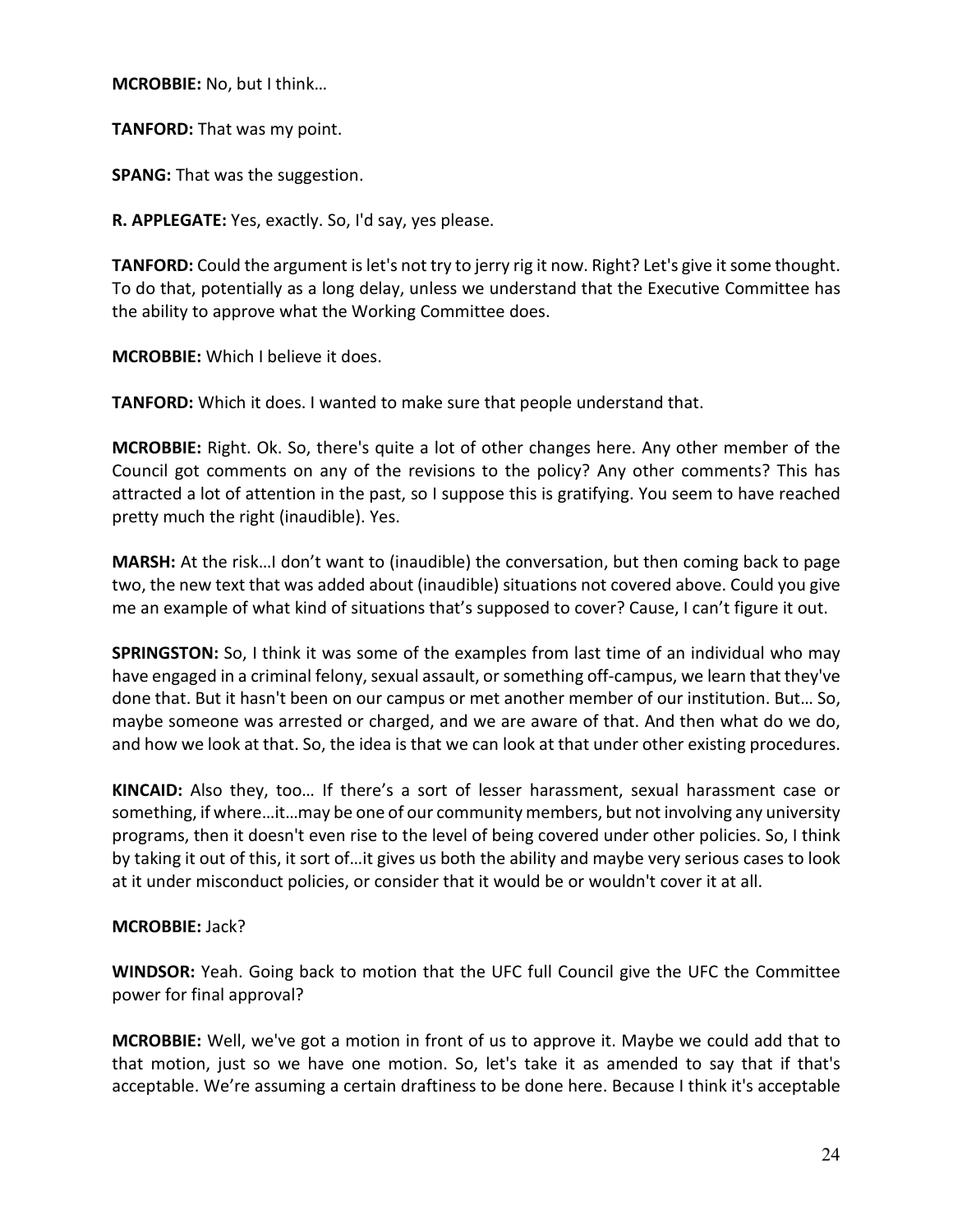**MCROBBIE:** No, but I think…

**TANFORD:** That was my point.

**SPANG:** That was the suggestion.

**R. APPLEGATE:** Yes, exactly. So, I'd say, yes please.

**TANFORD:** Could the argument is let's not try to jerry rig it now. Right? Let's give it some thought. To do that, potentially as a long delay, unless we understand that the Executive Committee has the ability to approve what the Working Committee does.

**MCROBBIE:** Which I believe it does.

**TANFORD:** Which it does. I wanted to make sure that people understand that.

**MCROBBIE:** Right. Ok. So, there's quite a lot of other changes here. Any other member of the Council got comments on any of the revisions to the policy? Any other comments? This has attracted a lot of attention in the past, so I suppose this is gratifying. You seem to have reached pretty much the right (inaudible). Yes.

**MARSH:** At the risk…I don't want to (inaudible) the conversation, but then coming back to page two, the new text that was added about (inaudible) situations not covered above. Could you give me an example of what kind of situations that's supposed to cover? Cause, I can't figure it out.

**SPRINGSTON:** So, I think it was some of the examples from last time of an individual who may have engaged in a criminal felony, sexual assault, or something off-campus, we learn that they've done that. But it hasn't been on our campus or met another member of our institution. But… So, maybe someone was arrested or charged, and we are aware of that. And then what do we do, and how we look at that. So, the idea is that we can look at that under other existing procedures.

**KINCAID:** Also they, too… If there's a sort of lesser harassment, sexual harassment case or something, if where…it…may be one of our community members, but not involving any university programs, then it doesn't even rise to the level of being covered under other policies. So, I think by taking it out of this, it sort of…it gives us both the ability and maybe very serious cases to look at it under misconduct policies, or consider that it would be or wouldn't cover it at all.

**MCROBBIE:** Jack?

**WINDSOR:** Yeah. Going back to motion that the UFC full Council give the UFC the Committee power for final approval?

**MCROBBIE:** Well, we've got a motion in front of us to approve it. Maybe we could add that to that motion, just so we have one motion. So, let's take it as amended to say that if that's acceptable. We're assuming a certain draftiness to be done here. Because I think it's acceptable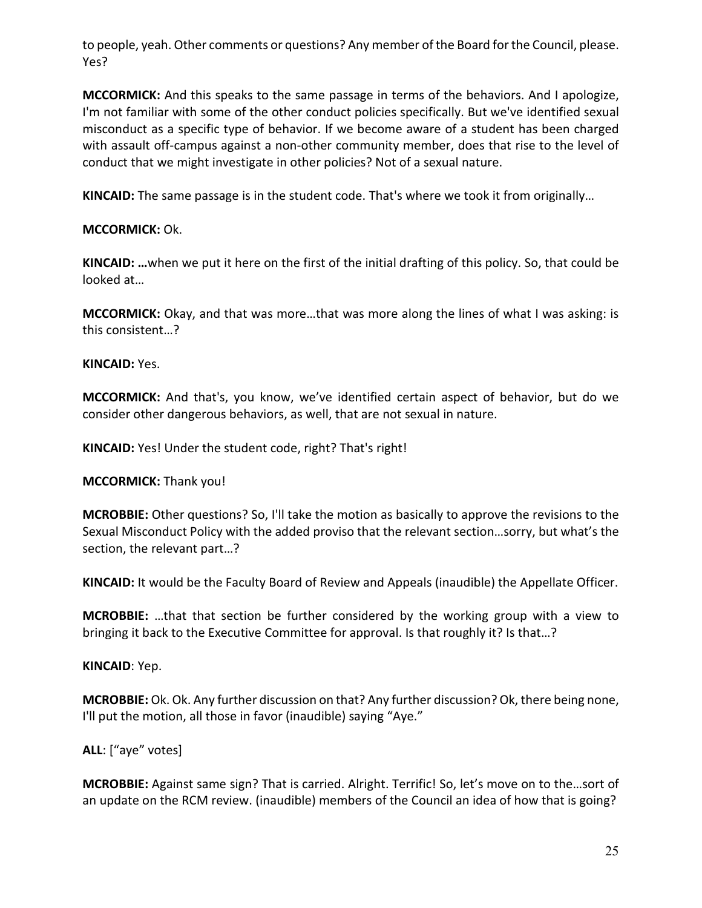to people, yeah. Other comments or questions? Any member of the Board for the Council, please. Yes?

**MCCORMICK:** And this speaks to the same passage in terms of the behaviors. And I apologize, I'm not familiar with some of the other conduct policies specifically. But we've identified sexual misconduct as a specific type of behavior. If we become aware of a student has been charged with assault off-campus against a non-other community member, does that rise to the level of conduct that we might investigate in other policies? Not of a sexual nature.

**KINCAID:** The same passage is in the student code. That's where we took it from originally…

**MCCORMICK:** Ok.

**KINCAID: …**when we put it here on the first of the initial drafting of this policy. So, that could be looked at…

**MCCORMICK:** Okay, and that was more…that was more along the lines of what I was asking: is this consistent…?

**KINCAID:** Yes.

**MCCORMICK:** And that's, you know, we've identified certain aspect of behavior, but do we consider other dangerous behaviors, as well, that are not sexual in nature.

**KINCAID:** Yes! Under the student code, right? That's right!

**MCCORMICK:** Thank you!

**MCROBBIE:** Other questions? So, I'll take the motion as basically to approve the revisions to the Sexual Misconduct Policy with the added proviso that the relevant section…sorry, but what's the section, the relevant part…?

**KINCAID:** It would be the Faculty Board of Review and Appeals (inaudible) the Appellate Officer.

**MCROBBIE:** …that that section be further considered by the working group with a view to bringing it back to the Executive Committee for approval. Is that roughly it? Is that…?

**KINCAID**: Yep.

**MCROBBIE:** Ok. Ok. Any further discussion on that? Any further discussion? Ok, there being none, I'll put the motion, all those in favor (inaudible) saying "Aye."

**ALL**: ["aye" votes]

**MCROBBIE:** Against same sign? That is carried. Alright. Terrific! So, let's move on to the…sort of an update on the RCM review. (inaudible) members of the Council an idea of how that is going?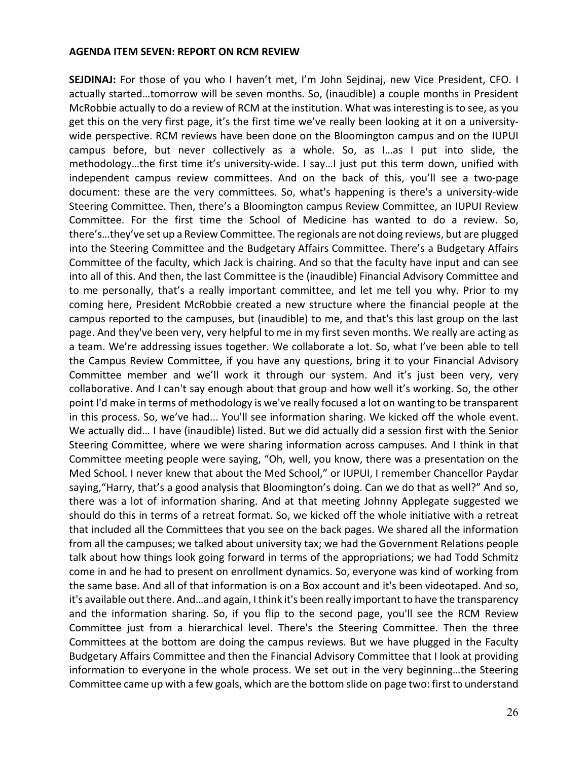**AGENDA ITEM SEVEN: REPORT ON RCM REVIEW**

**SEJDINAJ:** For those of you who I haven't met, I'm John Sejdinaj, new Vice President, CFO. I actually started…tomorrow will be seven months. So, (inaudible) a couple months in President McRobbie actually to do a review of RCM at the institution. What was interesting is to see, as you get this on the very first page, it's the first time we've really been looking at it on a university-wide perspective. RCM reviews have been done on the Bloomington campus and on the IUPUI campus before, but never collectively as a whole. So, as I…as I put into slide, the methodology…the first time it's university-wide. I say…I just put this term down, unified with independent campus review committees. And on the back of this, you'll see a two-page document: these are the very committees. So, what's happening is there's a university-wide Steering Committee. Then, there's a Bloomington campus Review Committee, an IUPUI Review Committee. For the first time the School of Medicine has wanted to do a review. So, there's…they've set up a Review Committee. The regionals are not doing reviews, but are plugged into the Steering Committee and the Budgetary Affairs Committee. There's a Budgetary Affairs Committee of the faculty, which Jack is chairing. And so that the faculty have input and can see into all of this. And then, the last Committee is the (inaudible) Financial Advisory Committee and to me personally, that's a really important committee, and let me tell you why. Prior to my coming here, President McRobbie created a new structure where the financial people at the campus reported to the campuses, but (inaudible) to me, and that's this last group on the last page. And they've been very, very helpful to me in my first seven months. We really are acting as a team. We're addressing issues together. We collaborate a lot. So, what I've been able to tell the Campus Review Committee, if you have any questions, bring it to your Financial Advisory Committee member and we'll work it through our system. And it's just been very, very collaborative. And I can't say enough about that group and how well it's working. So, the other point I'd make in terms of methodology is we've really focused a lot on wanting to be transparent in this process. So, we've had... You'll see information sharing. We kicked off the whole event. We actually did… I have (inaudible) listed. But we did actually did a session first with the Senior Steering Committee, where we were sharing information across campuses. And I think in that Committee meeting people were saying, "Oh, well, you know, there was a presentation on the Med School. I never knew that about the Med School," or IUPUI, I remember Chancellor Paydar saying,"Harry, that's a good analysis that Bloomington's doing. Can we do that as well?" And so, there was a lot of information sharing. And at that meeting Johnny Applegate suggested we should do this in terms of a retreat format. So, we kicked off the whole initiative with a retreat that included all the Committees that you see on the back pages. We shared all the information from all the campuses; we talked about university tax; we had the Government Relations people talk about how things look going forward in terms of the appropriations; we had Todd Schmitz come in and he had to present on enrollment dynamics. So, everyone was kind of working from the same base. And all of that information is on a Box account and it's been videotaped. And so, it's available out there. And…and again, I think it's been really important to have the transparency and the information sharing. So, if you flip to the second page, you'll see the RCM Review Committee just from a hierarchical level. There's the Steering Committee. Then the three Committees at the bottom are doing the campus reviews. But we have plugged in the Faculty Budgetary Affairs Committee and then the Financial Advisory Committee that I look at providing information to everyone in the whole process. We set out in the very beginning…the Steering Committee came up with a few goals, which are the bottom slide on page two: first to understand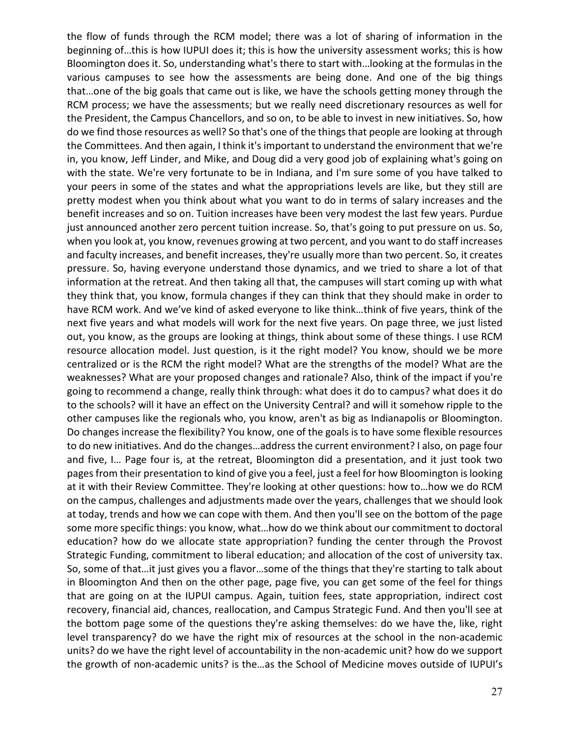the flow of funds through the RCM model; there was a lot of sharing of information in the beginning of…this is how IUPUI does it; this is how the university assessment works; this is how Bloomington does it. So, understanding what's there to start with…looking at the formulas in the various campuses to see how the assessments are being done. And one of the big things that…one of the big goals that came out is like, we have the schools getting money through the RCM process; we have the assessments; but we really need discretionary resources as well for the President, the Campus Chancellors, and so on, to be able to invest in new initiatives. So, how do we find those resources as well? So that's one of the things that people are looking at through the Committees. And then again, I think it's important to understand the environment that we're in, you know, Jeff Linder, and Mike, and Doug did a very good job of explaining what's going on with the state. We're very fortunate to be in Indiana, and I'm sure some of you have talked to your peers in some of the states and what the appropriations levels are like, but they still are pretty modest when you think about what you want to do in terms of salary increases and the benefit increases and so on. Tuition increases have been very modest the last few years. Purdue just announced another zero percent tuition increase. So, that's going to put pressure on us. So, when you look at, you know, revenues growing at two percent, and you want to do staff increases and faculty increases, and benefit increases, they're usually more than two percent. So, it creates pressure. So, having everyone understand those dynamics, and we tried to share a lot of that information at the retreat. And then taking all that, the campuses will start coming up with what they think that, you know, formula changes if they can think that they should make in order to have RCM work. And we've kind of asked everyone to like think…think of five years, think of the next five years and what models will work for the next five years. On page three, we just listed out, you know, as the groups are looking at things, think about some of these things. I use RCM resource allocation model. Just question, is it the right model? You know, should we be more centralized or is the RCM the right model? What are the strengths of the model? What are the weaknesses? What are your proposed changes and rationale? Also, think of the impact if you're going to recommend a change, really think through: what does it do to campus? what does it do to the schools? will it have an effect on the University Central? and will it somehow ripple to the other campuses like the regionals who, you know, aren't as big as Indianapolis or Bloomington. Do changes increase the flexibility? You know, one of the goals is to have some flexible resources to do new initiatives. And do the changes…address the current environment? I also, on page four and five, I… Page four is, at the retreat, Bloomington did a presentation, and it just took two pages from their presentation to kind of give you a feel, just a feel for how Bloomington is looking at it with their Review Committee. They're looking at other questions: how to…how we do RCM on the campus, challenges and adjustments made over the years, challenges that we should look at today, trends and how we can cope with them. And then you'll see on the bottom of the page some more specific things: you know, what…how do we think about our commitment to doctoral education? how do we allocate state appropriation? funding the center through the Provost Strategic Funding, commitment to liberal education; and allocation of the cost of university tax. So, some of that…it just gives you a flavor…some of the things that they're starting to talk about in Bloomington And then on the other page, page five, you can get some of the feel for things that are going on at the IUPUI campus. Again, tuition fees, state appropriation, indirect cost recovery, financial aid, chances, reallocation, and Campus Strategic Fund. And then you'll see at the bottom page some of the questions they're asking themselves: do we have the, like, right level transparency? do we have the right mix of resources at the school in the non-academic units? do we have the right level of accountability in the non-academic unit? how do we support the growth of non-academic units? is the…as the School of Medicine moves outside of IUPUI's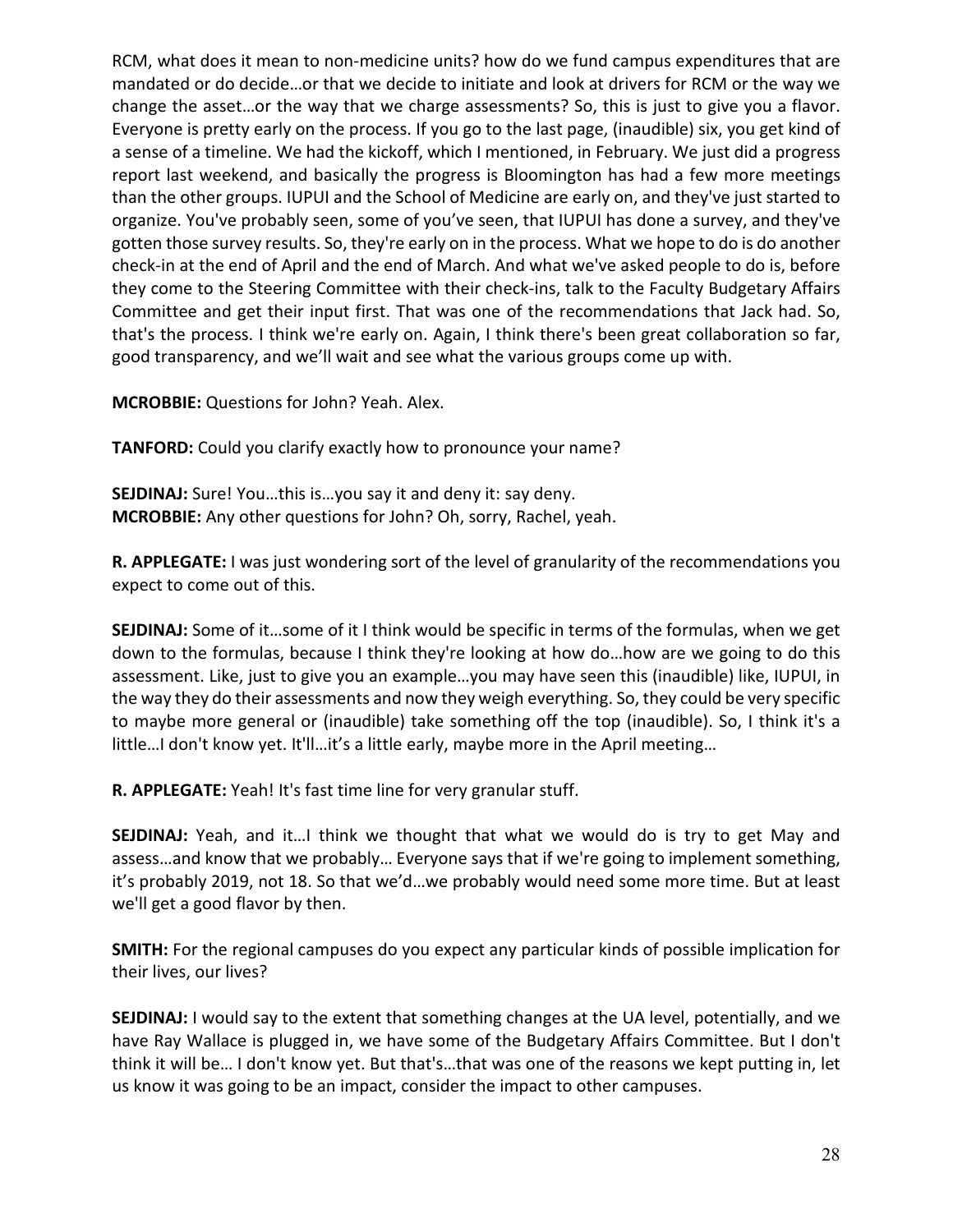RCM, what does it mean to non-medicine units? how do we fund campus expenditures that are mandated or do decide…or that we decide to initiate and look at drivers for RCM or the way we change the asset…or the way that we charge assessments? So, this is just to give you a flavor. Everyone is pretty early on the process. If you go to the last page, (inaudible) six, you get kind of a sense of a timeline. We had the kickoff, which I mentioned, in February. We just did a progress report last weekend, and basically the progress is Bloomington has had a few more meetings than the other groups. IUPUI and the School of Medicine are early on, and they've just started to organize. You've probably seen, some of you've seen, that IUPUI has done a survey, and they've gotten those survey results. So, they're early on in the process. What we hope to do is do another check-in at the end of April and the end of March. And what we've asked people to do is, before they come to the Steering Committee with their check-ins, talk to the Faculty Budgetary Affairs Committee and get their input first. That was one of the recommendations that Jack had. So, that's the process. I think we're early on. Again, I think there's been great collaboration so far, good transparency, and we'll wait and see what the various groups come up with.

**MCROBBIE:** Questions for John? Yeah. Alex.

**TANFORD:** Could you clarify exactly how to pronounce your name?

**SEJDINAJ:** Sure! You…this is…you say it and deny it: say deny.
**MCROBBIE:** Any other questions for John? Oh, sorry, Rachel, yeah.

**R. APPLEGATE:** I was just wondering sort of the level of granularity of the recommendations you expect to come out of this.

**SEJDINAJ:** Some of it…some of it I think would be specific in terms of the formulas, when we get down to the formulas, because I think they're looking at how do…how are we going to do this assessment. Like, just to give you an example…you may have seen this (inaudible) like, IUPUI, in the way they do their assessments and now they weigh everything. So, they could be very specific to maybe more general or (inaudible) take something off the top (inaudible). So, I think it's a little…I don't know yet. It'll…it's a little early, maybe more in the April meeting…

**R. APPLEGATE:** Yeah! It's fast time line for very granular stuff.

**SEJDINAJ:** Yeah, and it…I think we thought that what we would do is try to get May and assess…and know that we probably… Everyone says that if we're going to implement something, it's probably 2019, not 18. So that we'd…we probably would need some more time. But at least we'll get a good flavor by then.

**SMITH:** For the regional campuses do you expect any particular kinds of possible implication for their lives, our lives?

**SEJDINAJ:** I would say to the extent that something changes at the UA level, potentially, and we have Ray Wallace is plugged in, we have some of the Budgetary Affairs Committee. But I don't think it will be… I don't know yet. But that's…that was one of the reasons we kept putting in, let us know it was going to be an impact, consider the impact to other campuses.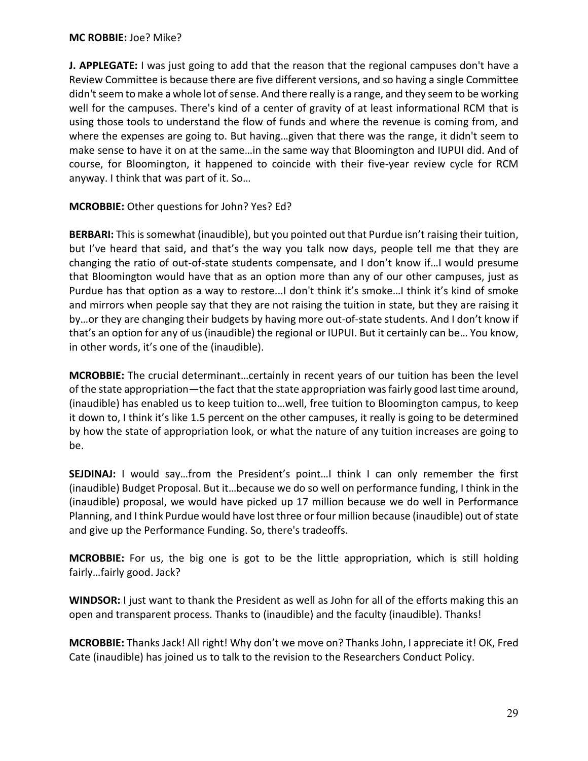**MC ROBBIE:** Joe? Mike?

**J. APPLEGATE:** I was just going to add that the reason that the regional campuses don't have a Review Committee is because there are five different versions, and so having a single Committee didn't seem to make a whole lot of sense. And there really is a range, and they seem to be working well for the campuses. There's kind of a center of gravity of at least informational RCM that is using those tools to understand the flow of funds and where the revenue is coming from, and where the expenses are going to. But having…given that there was the range, it didn't seem to make sense to have it on at the same…in the same way that Bloomington and IUPUI did. And of course, for Bloomington, it happened to coincide with their five-year review cycle for RCM anyway. I think that was part of it. So…

**MCROBBIE:** Other questions for John? Yes? Ed?

**BERBARI:** This is somewhat (inaudible), but you pointed out that Purdue isn't raising their tuition, but I've heard that said, and that's the way you talk now days, people tell me that they are changing the ratio of out-of-state students compensate, and I don't know if…I would presume that Bloomington would have that as an option more than any of our other campuses, just as Purdue has that option as a way to restore...I don't think it's smoke…I think it's kind of smoke and mirrors when people say that they are not raising the tuition in state, but they are raising it by…or they are changing their budgets by having more out-of-state students. And I don't know if that's an option for any of us (inaudible) the regional or IUPUI. But it certainly can be… You know, in other words, it's one of the (inaudible).

**MCROBBIE:** The crucial determinant…certainly in recent years of our tuition has been the level of the state appropriation—the fact that the state appropriation was fairly good last time around, (inaudible) has enabled us to keep tuition to…well, free tuition to Bloomington campus, to keep it down to, I think it's like 1.5 percent on the other campuses, it really is going to be determined by how the state of appropriation look, or what the nature of any tuition increases are going to be.

**SEJDINAJ:** I would say…from the President's point…I think I can only remember the first (inaudible) Budget Proposal. But it…because we do so well on performance funding, I think in the (inaudible) proposal, we would have picked up 17 million because we do well in Performance Planning, and I think Purdue would have lost three or four million because (inaudible) out of state and give up the Performance Funding. So, there's tradeoffs.

**MCROBBIE:** For us, the big one is got to be the little appropriation, which is still holding fairly…fairly good. Jack?

**WINDSOR:** I just want to thank the President as well as John for all of the efforts making this an open and transparent process. Thanks to (inaudible) and the faculty (inaudible). Thanks!

**MCROBBIE:** Thanks Jack! All right! Why don't we move on? Thanks John, I appreciate it! OK, Fred Cate (inaudible) has joined us to talk to the revision to the Researchers Conduct Policy.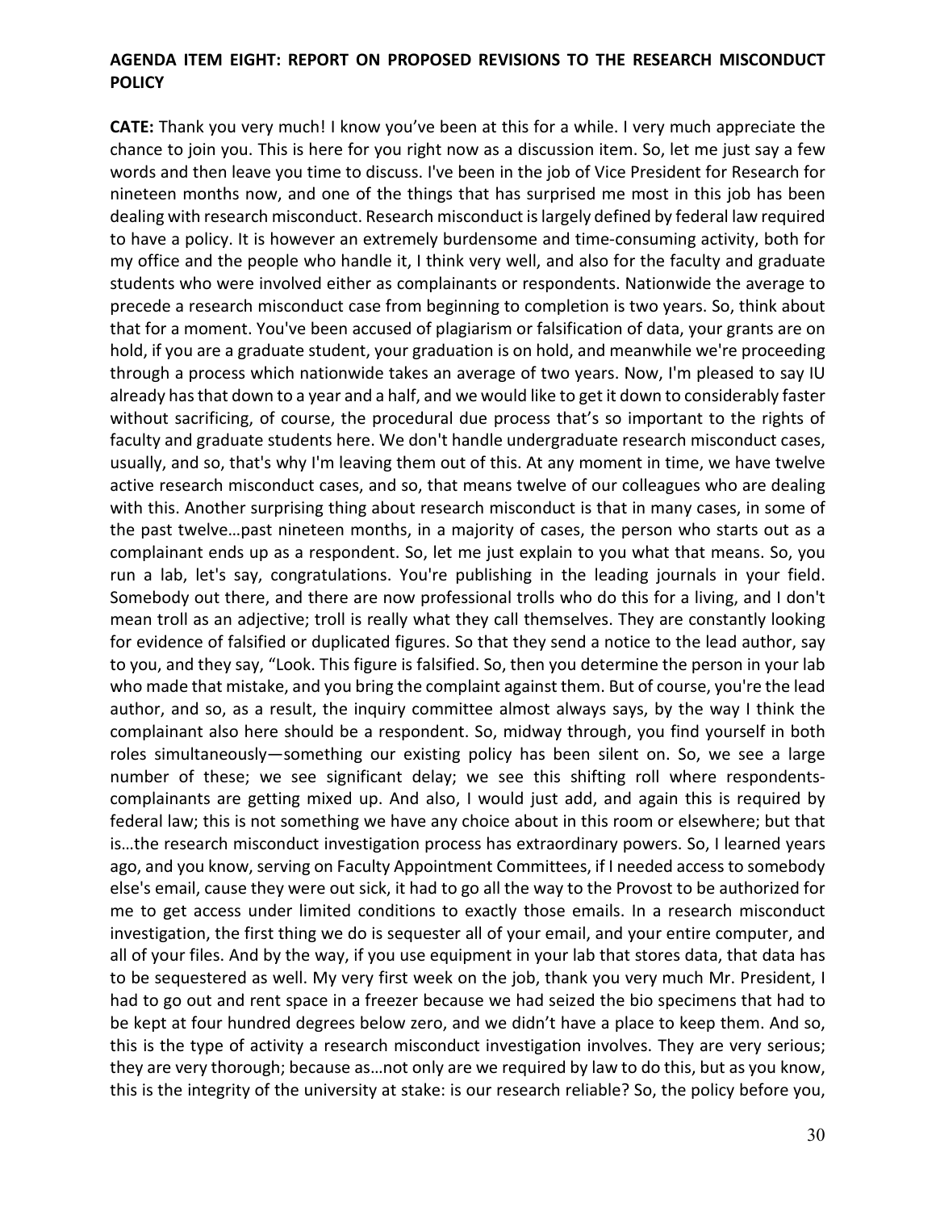**AGENDA ITEM EIGHT: REPORT ON PROPOSED REVISIONS TO THE RESEARCH MISCONDUCT POLICY**

**CATE:** Thank you very much! I know you've been at this for a while. I very much appreciate the chance to join you. This is here for you right now as a discussion item. So, let me just say a few words and then leave you time to discuss. I've been in the job of Vice President for Research for nineteen months now, and one of the things that has surprised me most in this job has been dealing with research misconduct. Research misconduct is largely defined by federal law required to have a policy. It is however an extremely burdensome and time-consuming activity, both for my office and the people who handle it, I think very well, and also for the faculty and graduate students who were involved either as complainants or respondents. Nationwide the average to precede a research misconduct case from beginning to completion is two years. So, think about that for a moment. You've been accused of plagiarism or falsification of data, your grants are on hold, if you are a graduate student, your graduation is on hold, and meanwhile we're proceeding through a process which nationwide takes an average of two years. Now, I'm pleased to say IU already has that down to a year and a half, and we would like to get it down to considerably faster without sacrificing, of course, the procedural due process that's so important to the rights of faculty and graduate students here. We don't handle undergraduate research misconduct cases, usually, and so, that's why I'm leaving them out of this. At any moment in time, we have twelve active research misconduct cases, and so, that means twelve of our colleagues who are dealing with this. Another surprising thing about research misconduct is that in many cases, in some of the past twelve…past nineteen months, in a majority of cases, the person who starts out as a complainant ends up as a respondent. So, let me just explain to you what that means. So, you run a lab, let's say, congratulations. You're publishing in the leading journals in your field. Somebody out there, and there are now professional trolls who do this for a living, and I don't mean troll as an adjective; troll is really what they call themselves. They are constantly looking for evidence of falsified or duplicated figures. So that they send a notice to the lead author, say to you, and they say, "Look. This figure is falsified. So, then you determine the person in your lab who made that mistake, and you bring the complaint against them. But of course, you're the lead author, and so, as a result, the inquiry committee almost always says, by the way I think the complainant also here should be a respondent. So, midway through, you find yourself in both roles simultaneously—something our existing policy has been silent on. So, we see a large number of these; we see significant delay; we see this shifting roll where respondents-complainants are getting mixed up. And also, I would just add, and again this is required by federal law; this is not something we have any choice about in this room or elsewhere; but that is…the research misconduct investigation process has extraordinary powers. So, I learned years ago, and you know, serving on Faculty Appointment Committees, if I needed access to somebody else's email, cause they were out sick, it had to go all the way to the Provost to be authorized for me to get access under limited conditions to exactly those emails. In a research misconduct investigation, the first thing we do is sequester all of your email, and your entire computer, and all of your files. And by the way, if you use equipment in your lab that stores data, that data has to be sequestered as well. My very first week on the job, thank you very much Mr. President, I had to go out and rent space in a freezer because we had seized the bio specimens that had to be kept at four hundred degrees below zero, and we didn't have a place to keep them. And so, this is the type of activity a research misconduct investigation involves. They are very serious; they are very thorough; because as…not only are we required by law to do this, but as you know, this is the integrity of the university at stake: is our research reliable? So, the policy before you,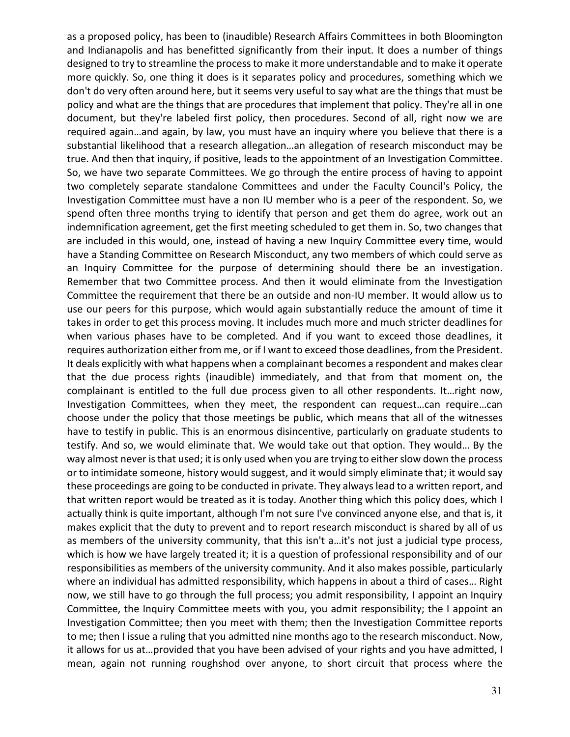as a proposed policy, has been to (inaudible) Research Affairs Committees in both Bloomington and Indianapolis and has benefitted significantly from their input. It does a number of things designed to try to streamline the process to make it more understandable and to make it operate more quickly. So, one thing it does is it separates policy and procedures, something which we don't do very often around here, but it seems very useful to say what are the things that must be policy and what are the things that are procedures that implement that policy. They're all in one document, but they're labeled first policy, then procedures. Second of all, right now we are required again…and again, by law, you must have an inquiry where you believe that there is a substantial likelihood that a research allegation…an allegation of research misconduct may be true. And then that inquiry, if positive, leads to the appointment of an Investigation Committee. So, we have two separate Committees. We go through the entire process of having to appoint two completely separate standalone Committees and under the Faculty Council's Policy, the Investigation Committee must have a non IU member who is a peer of the respondent. So, we spend often three months trying to identify that person and get them do agree, work out an indemnification agreement, get the first meeting scheduled to get them in. So, two changes that are included in this would, one, instead of having a new Inquiry Committee every time, would have a Standing Committee on Research Misconduct, any two members of which could serve as an Inquiry Committee for the purpose of determining should there be an investigation. Remember that two Committee process. And then it would eliminate from the Investigation Committee the requirement that there be an outside and non-IU member. It would allow us to use our peers for this purpose, which would again substantially reduce the amount of time it takes in order to get this process moving. It includes much more and much stricter deadlines for when various phases have to be completed. And if you want to exceed those deadlines, it requires authorization either from me, or if I want to exceed those deadlines, from the President. It deals explicitly with what happens when a complainant becomes a respondent and makes clear that the due process rights (inaudible) immediately, and that from that moment on, the complainant is entitled to the full due process given to all other respondents. It…right now, Investigation Committees, when they meet, the respondent can request…can require…can choose under the policy that those meetings be public, which means that all of the witnesses have to testify in public. This is an enormous disincentive, particularly on graduate students to testify. And so, we would eliminate that. We would take out that option. They would… By the way almost never is that used; it is only used when you are trying to either slow down the process or to intimidate someone, history would suggest, and it would simply eliminate that; it would say these proceedings are going to be conducted in private. They always lead to a written report, and that written report would be treated as it is today. Another thing which this policy does, which I actually think is quite important, although I'm not sure I've convinced anyone else, and that is, it makes explicit that the duty to prevent and to report research misconduct is shared by all of us as members of the university community, that this isn't a…it's not just a judicial type process, which is how we have largely treated it; it is a question of professional responsibility and of our responsibilities as members of the university community. And it also makes possible, particularly where an individual has admitted responsibility, which happens in about a third of cases… Right now, we still have to go through the full process; you admit responsibility, I appoint an Inquiry Committee, the Inquiry Committee meets with you, you admit responsibility; the I appoint an Investigation Committee; then you meet with them; then the Investigation Committee reports to me; then I issue a ruling that you admitted nine months ago to the research misconduct. Now, it allows for us at…provided that you have been advised of your rights and you have admitted, I mean, again not running roughshod over anyone, to short circuit that process where the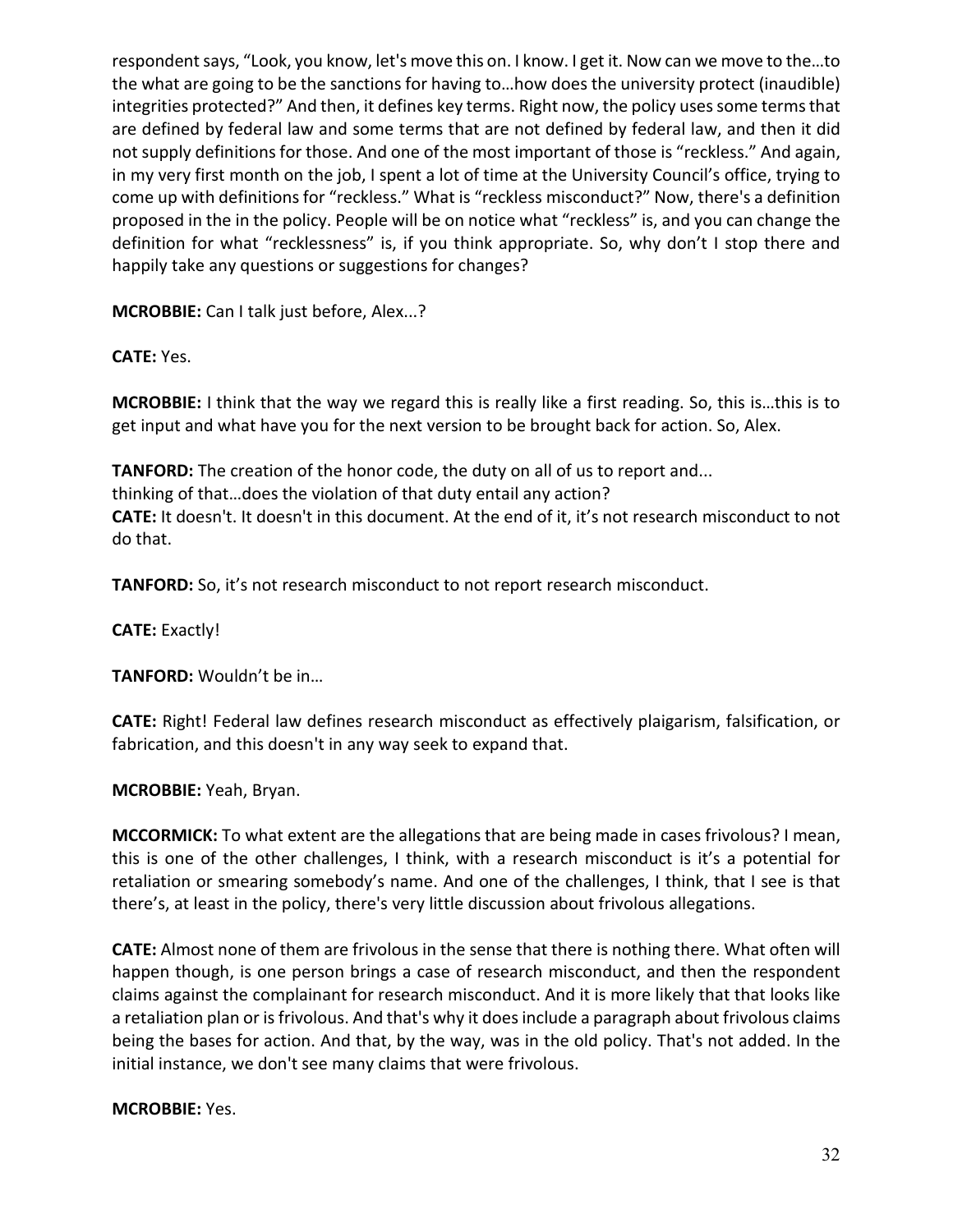respondent says, “Look, you know, let's move this on. I know. I get it. Now can we move to the…to the what are going to be the sanctions for having to…how does the university protect (inaudible) integrities protected?” And then, it defines key terms. Right now, the policy uses some terms that are defined by federal law and some terms that are not defined by federal law, and then it did not supply definitions for those. And one of the most important of those is “reckless.” And again, in my very first month on the job, I spent a lot of time at the University Council’s office, trying to come up with definitions for “reckless.” What is “reckless misconduct?” Now, there's a definition proposed in the in the policy. People will be on notice what “reckless” is, and you can change the definition for what “recklessness” is, if you think appropriate. So, why don’t I stop there and happily take any questions or suggestions for changes?

**MCROBBIE:** Can I talk just before, Alex...?

**CATE:** Yes.

**MCROBBIE:** I think that the way we regard this is really like a first reading. So, this is…this is to get input and what have you for the next version to be brought back for action. So, Alex.

**TANFORD:** The creation of the honor code, the duty on all of us to report and...
thinking of that…does the violation of that duty entail any action?

**CATE:** It doesn't. It doesn't in this document. At the end of it, it’s not research misconduct to not do that.

**TANFORD:** So, it’s not research misconduct to not report research misconduct.

**CATE:** Exactly!

**TANFORD:** Wouldn’t be in…

**CATE:** Right! Federal law defines research misconduct as effectively plaigarism, falsification, or fabrication, and this doesn't in any way seek to expand that.

**MCROBBIE:** Yeah, Bryan.

**MCCORMICK:** To what extent are the allegations that are being made in cases frivolous? I mean, this is one of the other challenges, I think, with a research misconduct is it’s a potential for retaliation or smearing somebody’s name. And one of the challenges, I think, that I see is that there’s, at least in the policy, there's very little discussion about frivolous allegations.

**CATE:** Almost none of them are frivolous in the sense that there is nothing there. What often will happen though, is one person brings a case of research misconduct, and then the respondent claims against the complainant for research misconduct. And it is more likely that that looks like a retaliation plan or is frivolous. And that's why it does include a paragraph about frivolous claims being the bases for action. And that, by the way, was in the old policy. That's not added. In the initial instance, we don't see many claims that were frivolous.

**MCROBBIE:** Yes.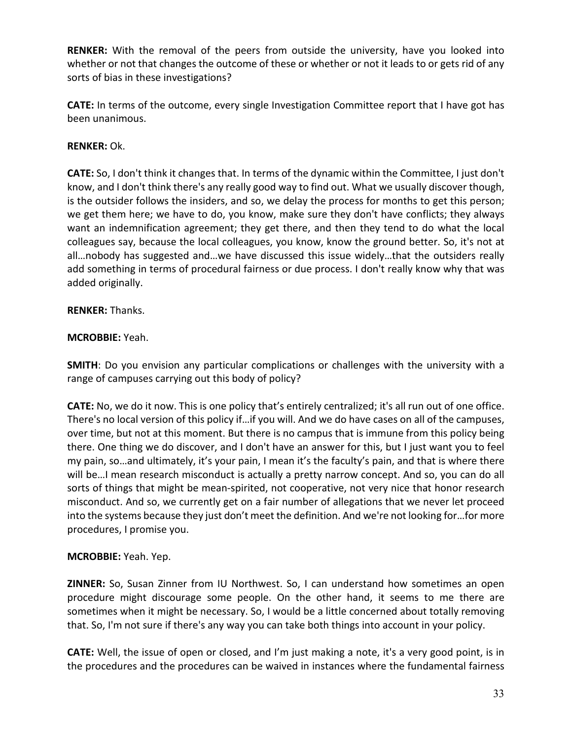**RENKER:** With the removal of the peers from outside the university, have you looked into whether or not that changes the outcome of these or whether or not it leads to or gets rid of any sorts of bias in these investigations?

**CATE:** In terms of the outcome, every single Investigation Committee report that I have got has been unanimous.

**RENKER:** Ok.

**CATE:** So, I don't think it changes that. In terms of the dynamic within the Committee, I just don't know, and I don't think there's any really good way to find out. What we usually discover though, is the outsider follows the insiders, and so, we delay the process for months to get this person; we get them here; we have to do, you know, make sure they don't have conflicts; they always want an indemnification agreement; they get there, and then they tend to do what the local colleagues say, because the local colleagues, you know, know the ground better. So, it's not at all…nobody has suggested and…we have discussed this issue widely…that the outsiders really add something in terms of procedural fairness or due process. I don't really know why that was added originally.

**RENKER:** Thanks.

**MCROBBIE:** Yeah.

**SMITH**: Do you envision any particular complications or challenges with the university with a range of campuses carrying out this body of policy?

**CATE:** No, we do it now. This is one policy that's entirely centralized; it's all run out of one office. There's no local version of this policy if…if you will. And we do have cases on all of the campuses, over time, but not at this moment. But there is no campus that is immune from this policy being there. One thing we do discover, and I don't have an answer for this, but I just want you to feel my pain, so…and ultimately, it's your pain, I mean it's the faculty's pain, and that is where there will be…I mean research misconduct is actually a pretty narrow concept. And so, you can do all sorts of things that might be mean-spirited, not cooperative, not very nice that honor research misconduct. And so, we currently get on a fair number of allegations that we never let proceed into the systems because they just don't meet the definition. And we're not looking for…for more procedures, I promise you.

**MCROBBIE:** Yeah. Yep.

**ZINNER:** So, Susan Zinner from IU Northwest. So, I can understand how sometimes an open procedure might discourage some people. On the other hand, it seems to me there are sometimes when it might be necessary. So, I would be a little concerned about totally removing that. So, I'm not sure if there's any way you can take both things into account in your policy.

**CATE:** Well, the issue of open or closed, and I'm just making a note, it's a very good point, is in the procedures and the procedures can be waived in instances where the fundamental fairness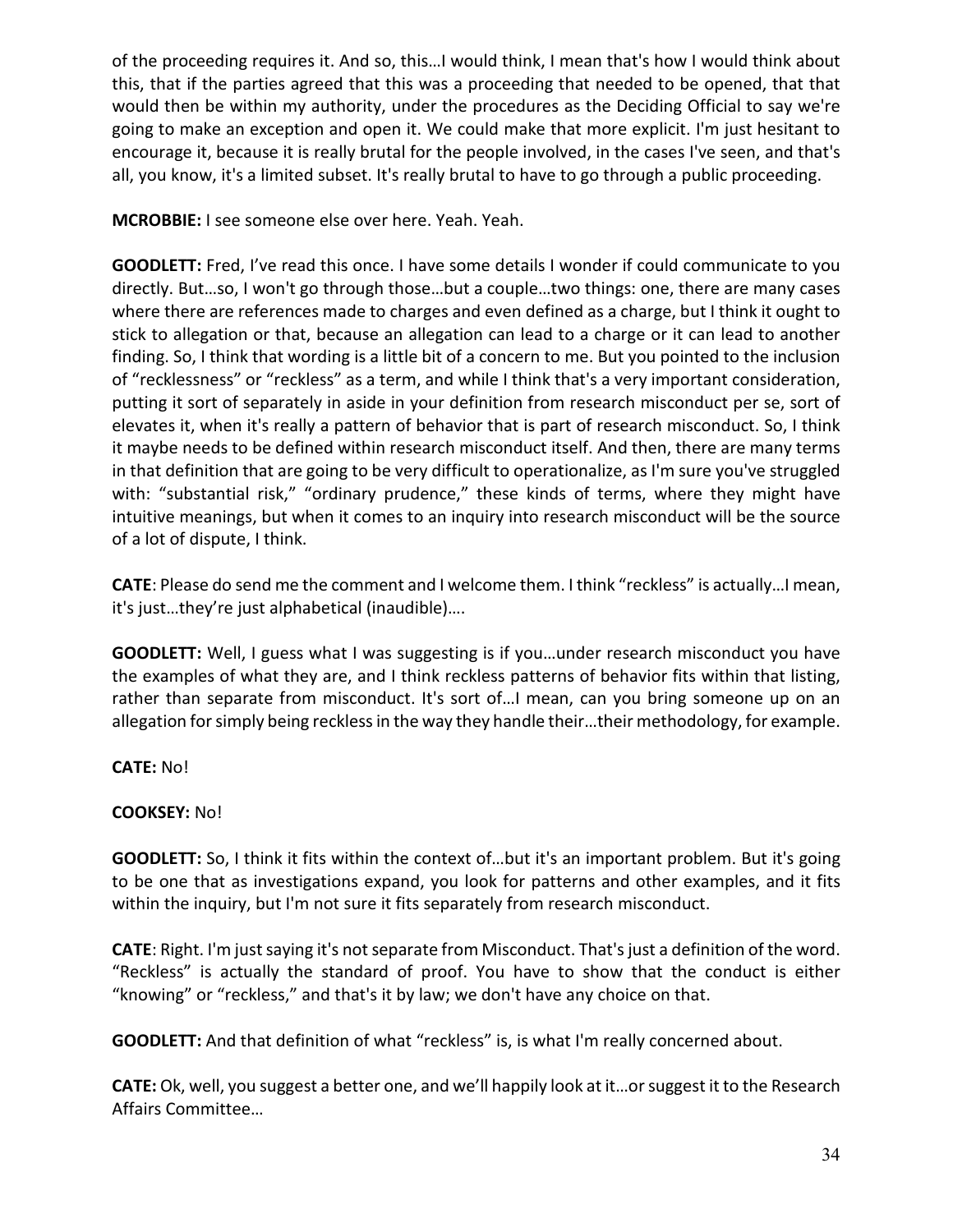of the proceeding requires it. And so, this…I would think, I mean that's how I would think about this, that if the parties agreed that this was a proceeding that needed to be opened, that that would then be within my authority, under the procedures as the Deciding Official to say we're going to make an exception and open it. We could make that more explicit. I'm just hesitant to encourage it, because it is really brutal for the people involved, in the cases I've seen, and that's all, you know, it's a limited subset. It's really brutal to have to go through a public proceeding.

**MCROBBIE:** I see someone else over here. Yeah. Yeah.

**GOODLETT:** Fred, I've read this once. I have some details I wonder if could communicate to you directly. But…so, I won't go through those…but a couple…two things: one, there are many cases where there are references made to charges and even defined as a charge, but I think it ought to stick to allegation or that, because an allegation can lead to a charge or it can lead to another finding. So, I think that wording is a little bit of a concern to me. But you pointed to the inclusion of "recklessness" or "reckless" as a term, and while I think that's a very important consideration, putting it sort of separately in aside in your definition from research misconduct per se, sort of elevates it, when it's really a pattern of behavior that is part of research misconduct. So, I think it maybe needs to be defined within research misconduct itself. And then, there are many terms in that definition that are going to be very difficult to operationalize, as I'm sure you've struggled with: "substantial risk," "ordinary prudence," these kinds of terms, where they might have intuitive meanings, but when it comes to an inquiry into research misconduct will be the source of a lot of dispute, I think.

**CATE**: Please do send me the comment and I welcome them. I think "reckless" is actually…I mean, it's just…they're just alphabetical (inaudible)….

**GOODLETT:** Well, I guess what I was suggesting is if you…under research misconduct you have the examples of what they are, and I think reckless patterns of behavior fits within that listing, rather than separate from misconduct. It's sort of…I mean, can you bring someone up on an allegation for simply being reckless in the way they handle their…their methodology, for example.

**CATE:** No!

**COOKSEY:** No!

**GOODLETT:** So, I think it fits within the context of…but it's an important problem. But it's going to be one that as investigations expand, you look for patterns and other examples, and it fits within the inquiry, but I'm not sure it fits separately from research misconduct.

**CATE**: Right. I'm just saying it's not separate from Misconduct. That's just a definition of the word. "Reckless" is actually the standard of proof. You have to show that the conduct is either "knowing" or "reckless," and that's it by law; we don't have any choice on that.

**GOODLETT:** And that definition of what "reckless" is, is what I'm really concerned about.

**CATE:** Ok, well, you suggest a better one, and we'll happily look at it…or suggest it to the Research Affairs Committee…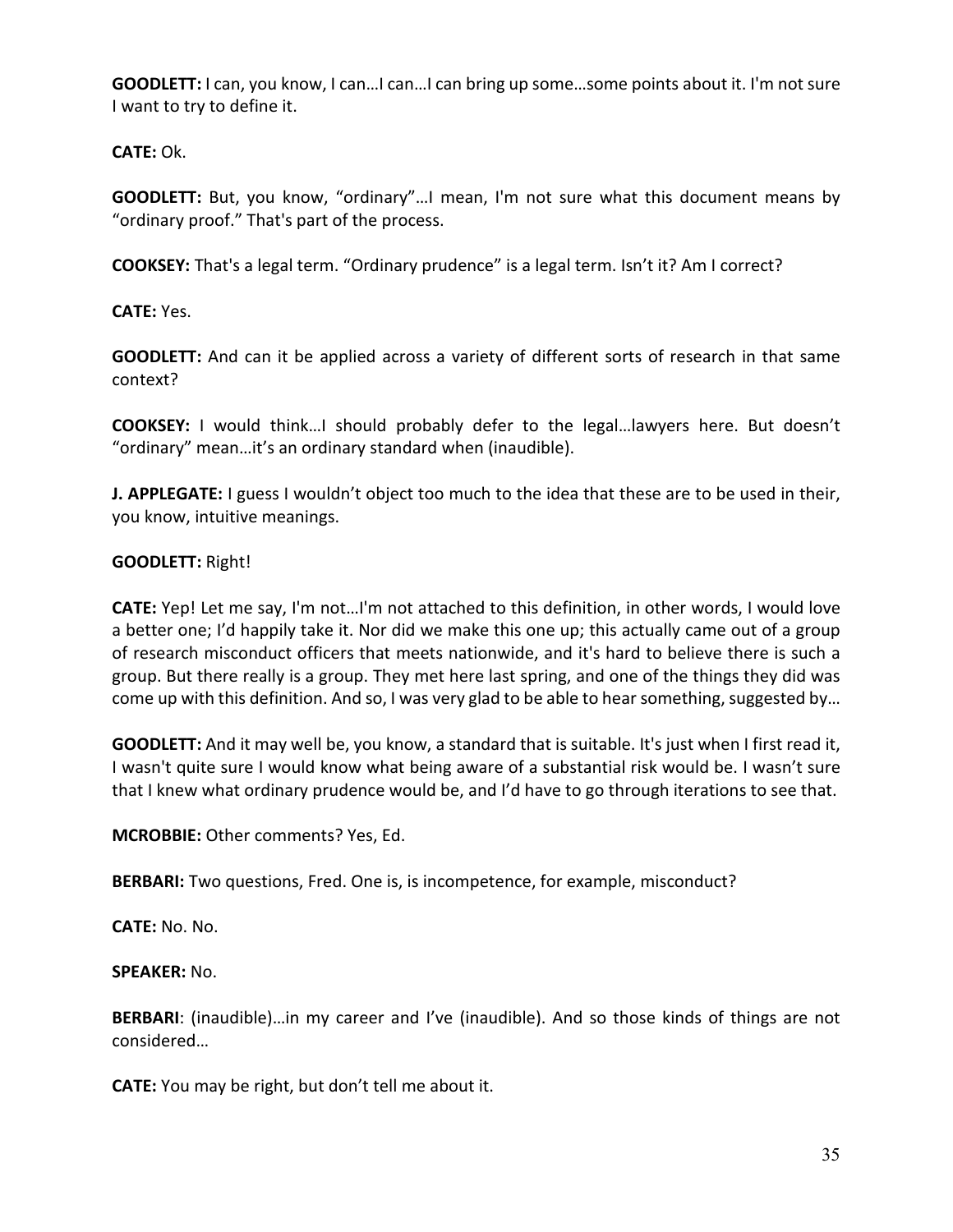**GOODLETT:** I can, you know, I can…I can…I can bring up some…some points about it. I'm not sure I want to try to define it.

**CATE:** Ok.

**GOODLETT:** But, you know, "ordinary"…I mean, I'm not sure what this document means by "ordinary proof." That's part of the process.

**COOKSEY:** That's a legal term. "Ordinary prudence" is a legal term. Isn't it? Am I correct?

**CATE:** Yes.

**GOODLETT:** And can it be applied across a variety of different sorts of research in that same context?

**COOKSEY:** I would think…I should probably defer to the legal…lawyers here. But doesn't "ordinary" mean…it's an ordinary standard when (inaudible).

**J. APPLEGATE:** I guess I wouldn't object too much to the idea that these are to be used in their, you know, intuitive meanings.

**GOODLETT:** Right!

**CATE:** Yep! Let me say, I'm not…I'm not attached to this definition, in other words, I would love a better one; I'd happily take it. Nor did we make this one up; this actually came out of a group of research misconduct officers that meets nationwide, and it's hard to believe there is such a group. But there really is a group. They met here last spring, and one of the things they did was come up with this definition. And so, I was very glad to be able to hear something, suggested by…

**GOODLETT:** And it may well be, you know, a standard that is suitable. It's just when I first read it, I wasn't quite sure I would know what being aware of a substantial risk would be. I wasn't sure that I knew what ordinary prudence would be, and I'd have to go through iterations to see that.

**MCROBBIE:** Other comments? Yes, Ed.

**BERBARI:** Two questions, Fred. One is, is incompetence, for example, misconduct?

**CATE:** No. No.

**SPEAKER:** No.

**BERBARI**: (inaudible)…in my career and I've (inaudible). And so those kinds of things are not considered…

**CATE:** You may be right, but don't tell me about it.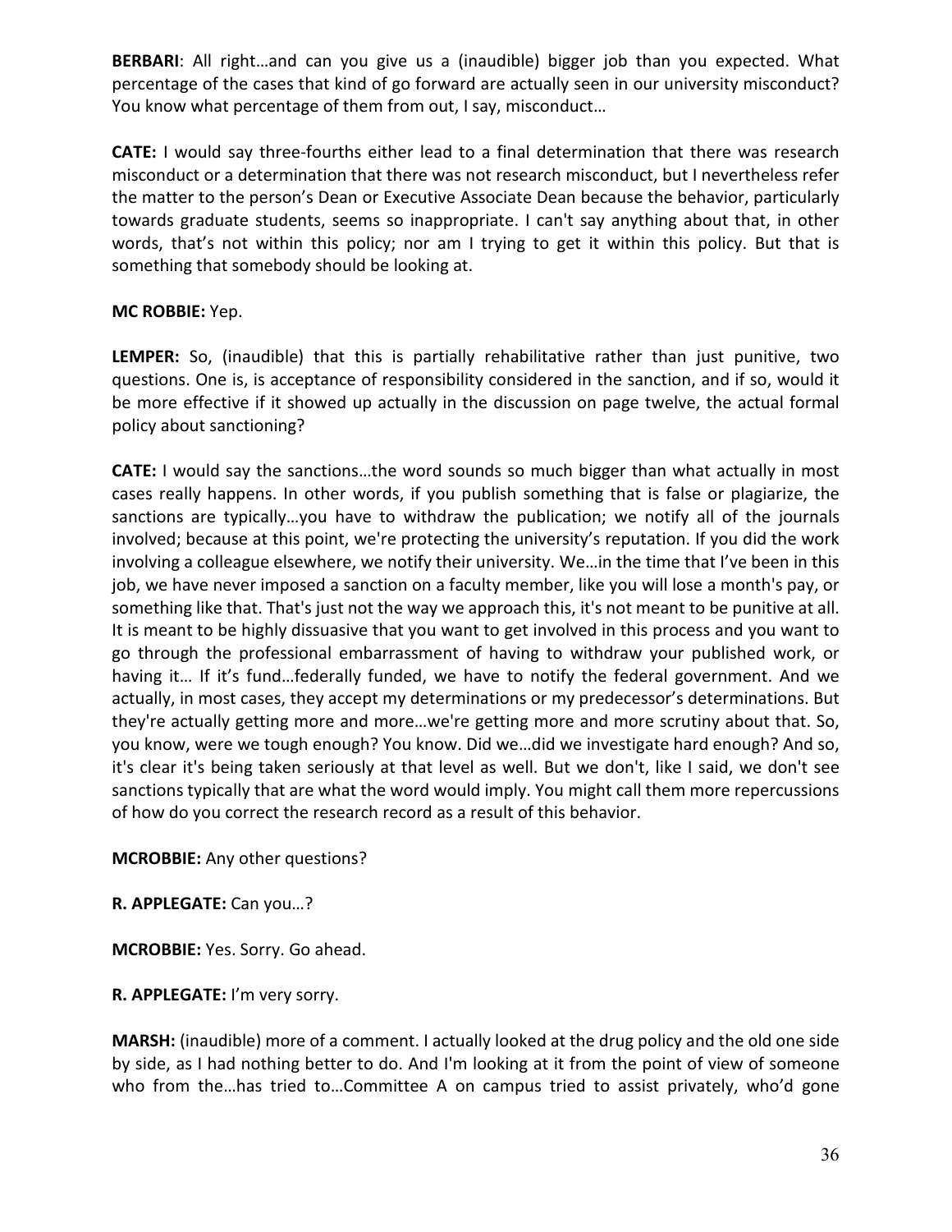**BERBARI**: All right…and can you give us a (inaudible) bigger job than you expected. What percentage of the cases that kind of go forward are actually seen in our university misconduct? You know what percentage of them from out, I say, misconduct…

**CATE:** I would say three-fourths either lead to a final determination that there was research misconduct or a determination that there was not research misconduct, but I nevertheless refer the matter to the person's Dean or Executive Associate Dean because the behavior, particularly towards graduate students, seems so inappropriate. I can't say anything about that, in other words, that's not within this policy; nor am I trying to get it within this policy. But that is something that somebody should be looking at.

**MC ROBBIE:** Yep.

**LEMPER:** So, (inaudible) that this is partially rehabilitative rather than just punitive, two questions. One is, is acceptance of responsibility considered in the sanction, and if so, would it be more effective if it showed up actually in the discussion on page twelve, the actual formal policy about sanctioning?

**CATE:** I would say the sanctions…the word sounds so much bigger than what actually in most cases really happens. In other words, if you publish something that is false or plagiarize, the sanctions are typically…you have to withdraw the publication; we notify all of the journals involved; because at this point, we're protecting the university's reputation. If you did the work involving a colleague elsewhere, we notify their university. We…in the time that I've been in this job, we have never imposed a sanction on a faculty member, like you will lose a month's pay, or something like that. That's just not the way we approach this, it's not meant to be punitive at all. It is meant to be highly dissuasive that you want to get involved in this process and you want to go through the professional embarrassment of having to withdraw your published work, or having it… If it's fund…federally funded, we have to notify the federal government. And we actually, in most cases, they accept my determinations or my predecessor's determinations. But they're actually getting more and more…we're getting more and more scrutiny about that. So, you know, were we tough enough? You know. Did we…did we investigate hard enough? And so, it's clear it's being taken seriously at that level as well. But we don't, like I said, we don't see sanctions typically that are what the word would imply. You might call them more repercussions of how do you correct the research record as a result of this behavior.

**MCROBBIE:** Any other questions?

**R. APPLEGATE:** Can you…?

**MCROBBIE:** Yes. Sorry. Go ahead.

**R. APPLEGATE:** I'm very sorry.

**MARSH:** (inaudible) more of a comment. I actually looked at the drug policy and the old one side by side, as I had nothing better to do. And I'm looking at it from the point of view of someone who from the…has tried to…Committee A on campus tried to assist privately, who'd gone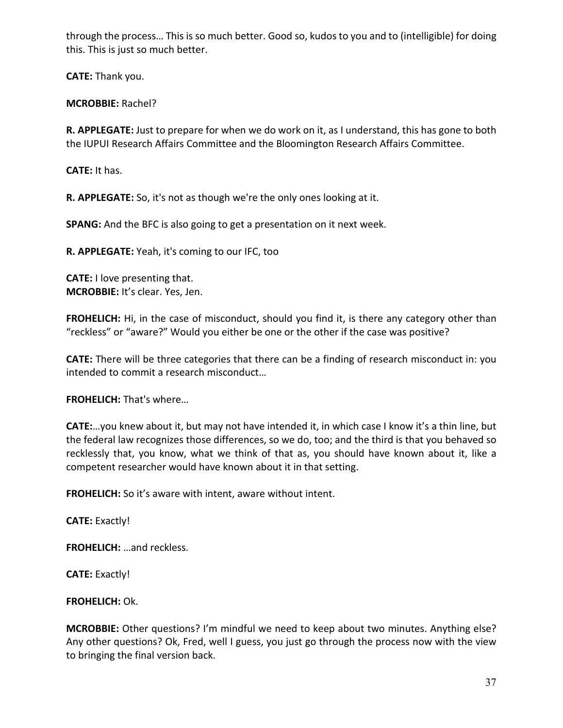through the process… This is so much better. Good so, kudos to you and to (intelligible) for doing this. This is just so much better.

**CATE:** Thank you.

**MCROBBIE:** Rachel?

**R. APPLEGATE:** Just to prepare for when we do work on it, as I understand, this has gone to both the IUPUI Research Affairs Committee and the Bloomington Research Affairs Committee.

**CATE:** It has.

**R. APPLEGATE:** So, it's not as though we're the only ones looking at it.

**SPANG:** And the BFC is also going to get a presentation on it next week.

**R. APPLEGATE:** Yeah, it's coming to our IFC, too

**CATE:** I love presenting that.
**MCROBBIE:** It's clear. Yes, Jen.

**FROHELICH:** Hi, in the case of misconduct, should you find it, is there any category other than "reckless" or "aware?" Would you either be one or the other if the case was positive?

**CATE:** There will be three categories that there can be a finding of research misconduct in: you intended to commit a research misconduct…

**FROHELICH:** That's where…

**CATE:**…you knew about it, but may not have intended it, in which case I know it's a thin line, but the federal law recognizes those differences, so we do, too; and the third is that you behaved so recklessly that, you know, what we think of that as, you should have known about it, like a competent researcher would have known about it in that setting.

**FROHELICH:** So it's aware with intent, aware without intent.

**CATE:** Exactly!

**FROHELICH:** …and reckless.

**CATE:** Exactly!

**FROHELICH:** Ok.

**MCROBBIE:** Other questions? I'm mindful we need to keep about two minutes. Anything else? Any other questions? Ok, Fred, well I guess, you just go through the process now with the view to bringing the final version back.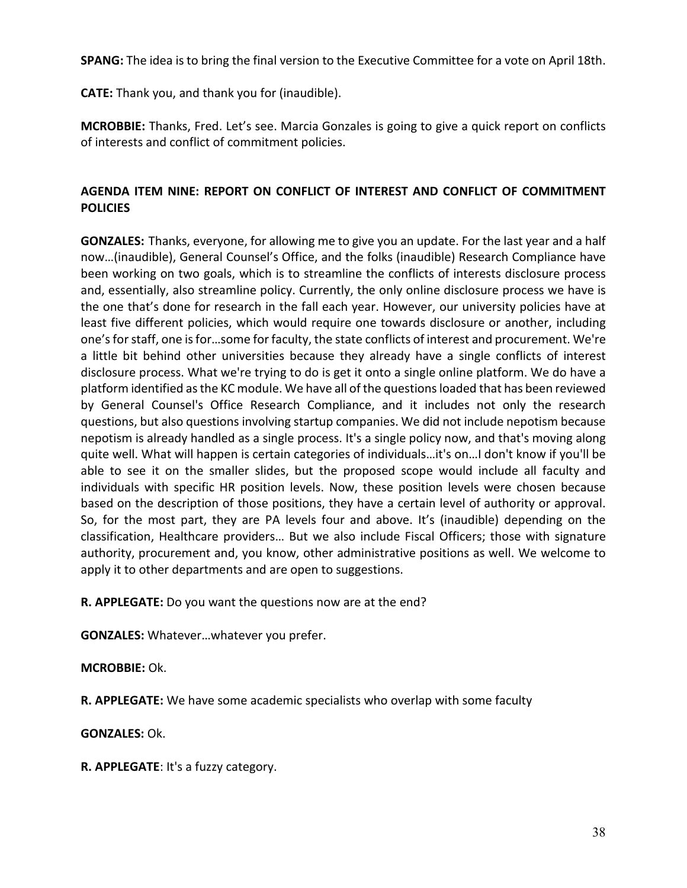**SPANG:** The idea is to bring the final version to the Executive Committee for a vote on April 18th.

**CATE:** Thank you, and thank you for (inaudible).

**MCROBBIE:** Thanks, Fred. Let's see. Marcia Gonzales is going to give a quick report on conflicts of interests and conflict of commitment policies.

**AGENDA ITEM NINE: REPORT ON CONFLICT OF INTEREST AND CONFLICT OF COMMITMENT POLICIES**

**GONZALES:** Thanks, everyone, for allowing me to give you an update. For the last year and a half now…(inaudible), General Counsel's Office, and the folks (inaudible) Research Compliance have been working on two goals, which is to streamline the conflicts of interests disclosure process and, essentially, also streamline policy. Currently, the only online disclosure process we have is the one that's done for research in the fall each year. However, our university policies have at least five different policies, which would require one towards disclosure or another, including one's for staff, one is for…some for faculty, the state conflicts of interest and procurement. We're a little bit behind other universities because they already have a single conflicts of interest disclosure process. What we're trying to do is get it onto a single online platform. We do have a platform identified as the KC module. We have all of the questions loaded that has been reviewed by General Counsel's Office Research Compliance, and it includes not only the research questions, but also questions involving startup companies. We did not include nepotism because nepotism is already handled as a single process. It's a single policy now, and that's moving along quite well. What will happen is certain categories of individuals…it's on…I don't know if you'll be able to see it on the smaller slides, but the proposed scope would include all faculty and individuals with specific HR position levels. Now, these position levels were chosen because based on the description of those positions, they have a certain level of authority or approval. So, for the most part, they are PA levels four and above. It's (inaudible) depending on the classification, Healthcare providers… But we also include Fiscal Officers; those with signature authority, procurement and, you know, other administrative positions as well. We welcome to apply it to other departments and are open to suggestions.

**R. APPLEGATE:** Do you want the questions now are at the end?

**GONZALES:** Whatever…whatever you prefer.

**MCROBBIE:** Ok.

**R. APPLEGATE:** We have some academic specialists who overlap with some faculty

**GONZALES:** Ok.

**R. APPLEGATE**: It's a fuzzy category.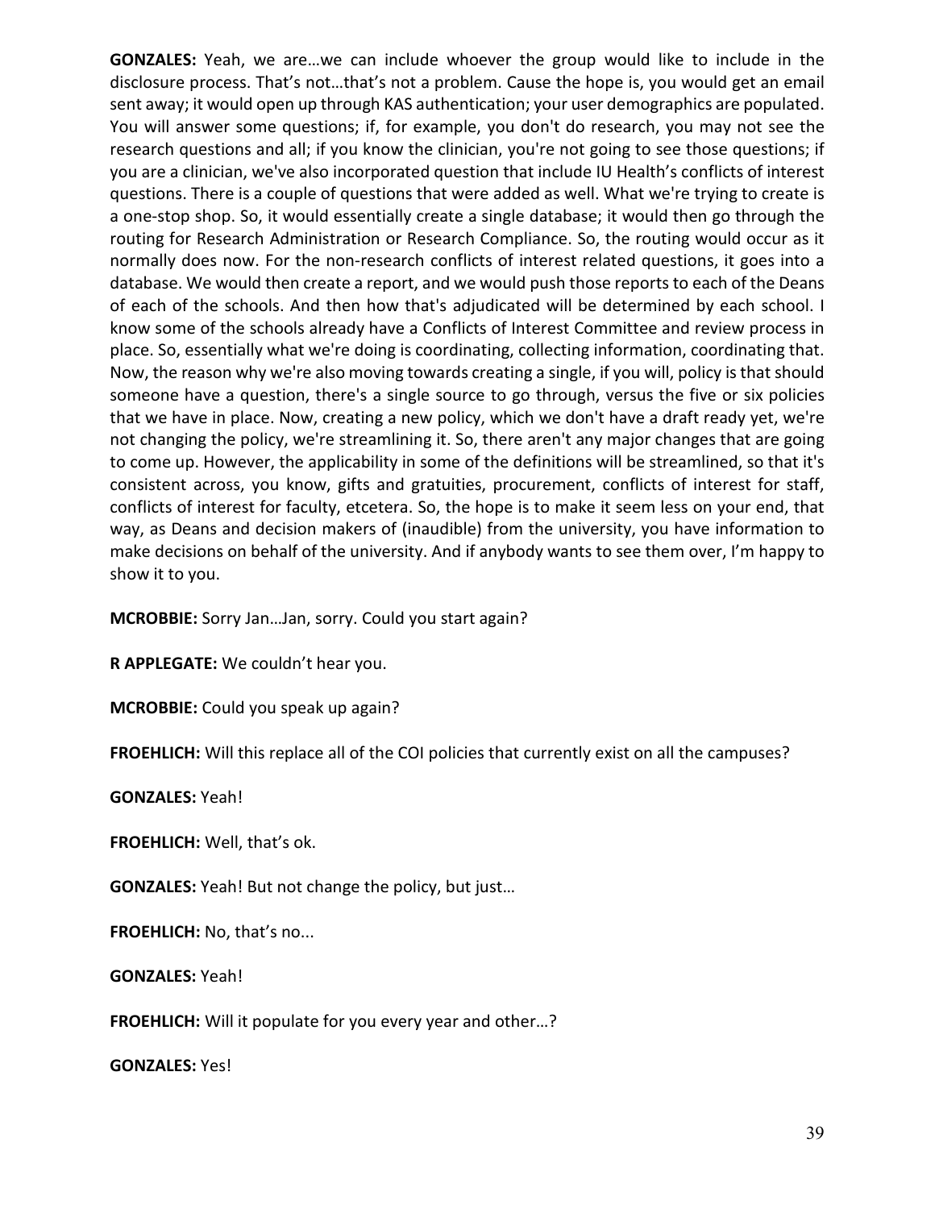**GONZALES:** Yeah, we are…we can include whoever the group would like to include in the disclosure process. That's not…that's not a problem. Cause the hope is, you would get an email sent away; it would open up through KAS authentication; your user demographics are populated. You will answer some questions; if, for example, you don't do research, you may not see the research questions and all; if you know the clinician, you're not going to see those questions; if you are a clinician, we've also incorporated question that include IU Health's conflicts of interest questions. There is a couple of questions that were added as well. What we're trying to create is a one-stop shop. So, it would essentially create a single database; it would then go through the routing for Research Administration or Research Compliance. So, the routing would occur as it normally does now. For the non-research conflicts of interest related questions, it goes into a database. We would then create a report, and we would push those reports to each of the Deans of each of the schools. And then how that's adjudicated will be determined by each school. I know some of the schools already have a Conflicts of Interest Committee and review process in place. So, essentially what we're doing is coordinating, collecting information, coordinating that. Now, the reason why we're also moving towards creating a single, if you will, policy is that should someone have a question, there's a single source to go through, versus the five or six policies that we have in place. Now, creating a new policy, which we don't have a draft ready yet, we're not changing the policy, we're streamlining it. So, there aren't any major changes that are going to come up. However, the applicability in some of the definitions will be streamlined, so that it's consistent across, you know, gifts and gratuities, procurement, conflicts of interest for staff, conflicts of interest for faculty, etcetera. So, the hope is to make it seem less on your end, that way, as Deans and decision makers of (inaudible) from the university, you have information to make decisions on behalf of the university. And if anybody wants to see them over, I'm happy to show it to you.

**MCROBBIE:** Sorry Jan…Jan, sorry. Could you start again?

**R APPLEGATE:** We couldn't hear you.

**MCROBBIE:** Could you speak up again?

**FROEHLICH:** Will this replace all of the COI policies that currently exist on all the campuses?

**GONZALES:** Yeah!

**FROEHLICH:** Well, that's ok.

**GONZALES:** Yeah! But not change the policy, but just…

**FROEHLICH:** No, that's no...

**GONZALES:** Yeah!

**FROEHLICH:** Will it populate for you every year and other…?

**GONZALES:** Yes!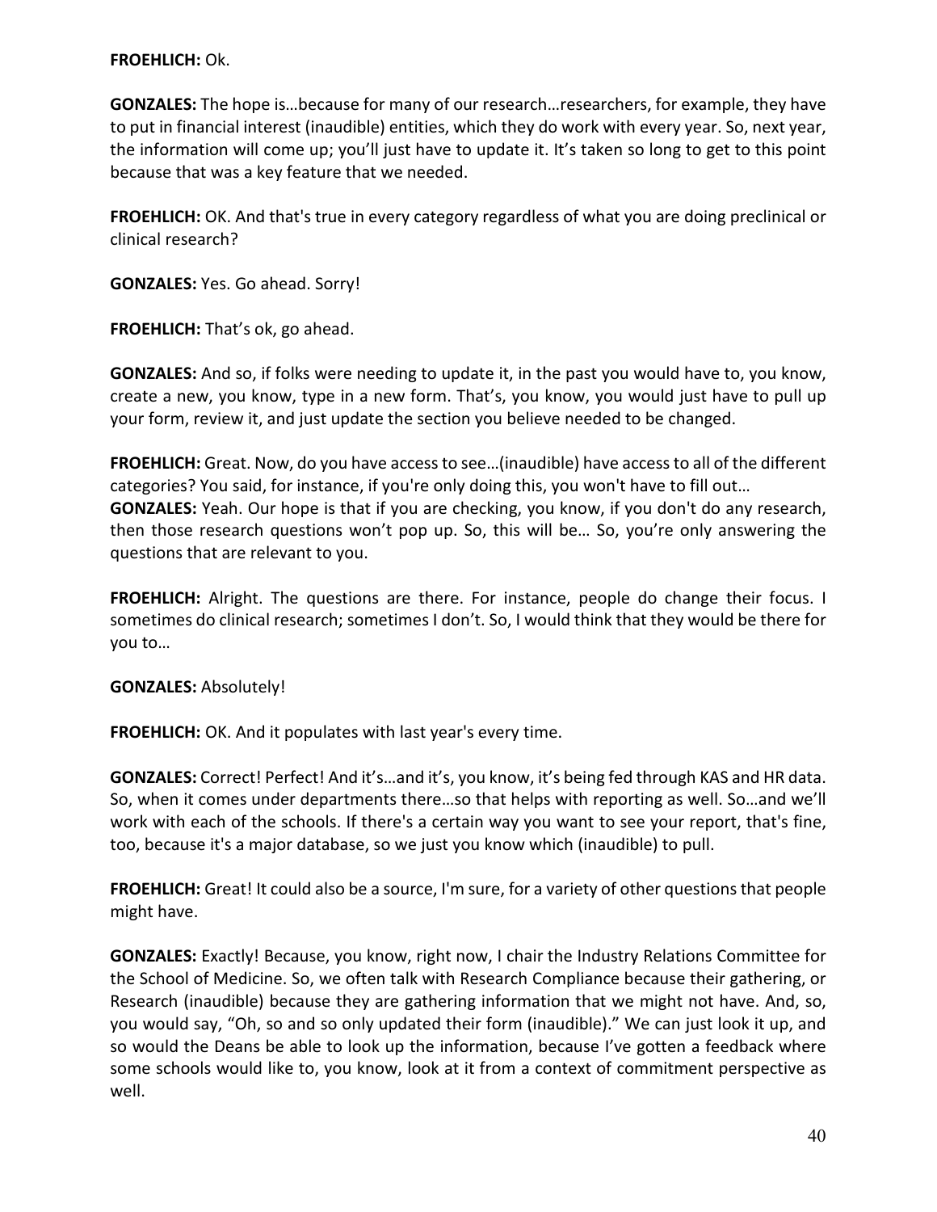**FROEHLICH:** Ok.

**GONZALES:** The hope is…because for many of our research…researchers, for example, they have to put in financial interest (inaudible) entities, which they do work with every year. So, next year, the information will come up; you'll just have to update it. It's taken so long to get to this point because that was a key feature that we needed.

**FROEHLICH:** OK. And that's true in every category regardless of what you are doing preclinical or clinical research?

**GONZALES:** Yes. Go ahead. Sorry!

**FROEHLICH:** That's ok, go ahead.

**GONZALES:** And so, if folks were needing to update it, in the past you would have to, you know, create a new, you know, type in a new form. That's, you know, you would just have to pull up your form, review it, and just update the section you believe needed to be changed.

**FROEHLICH:** Great. Now, do you have access to see…(inaudible) have access to all of the different categories? You said, for instance, if you're only doing this, you won't have to fill out…

**GONZALES:** Yeah. Our hope is that if you are checking, you know, if you don't do any research, then those research questions won't pop up. So, this will be… So, you're only answering the questions that are relevant to you.

**FROEHLICH:** Alright. The questions are there. For instance, people do change their focus. I sometimes do clinical research; sometimes I don't. So, I would think that they would be there for you to…

**GONZALES:** Absolutely!

**FROEHLICH:** OK. And it populates with last year's every time.

**GONZALES:** Correct! Perfect! And it's…and it's, you know, it's being fed through KAS and HR data. So, when it comes under departments there…so that helps with reporting as well. So…and we'll work with each of the schools. If there's a certain way you want to see your report, that's fine, too, because it's a major database, so we just you know which (inaudible) to pull.

**FROEHLICH:** Great! It could also be a source, I'm sure, for a variety of other questions that people might have.

**GONZALES:** Exactly! Because, you know, right now, I chair the Industry Relations Committee for the School of Medicine. So, we often talk with Research Compliance because their gathering, or Research (inaudible) because they are gathering information that we might not have. And, so, you would say, "Oh, so and so only updated their form (inaudible)." We can just look it up, and so would the Deans be able to look up the information, because I've gotten a feedback where some schools would like to, you know, look at it from a context of commitment perspective as well.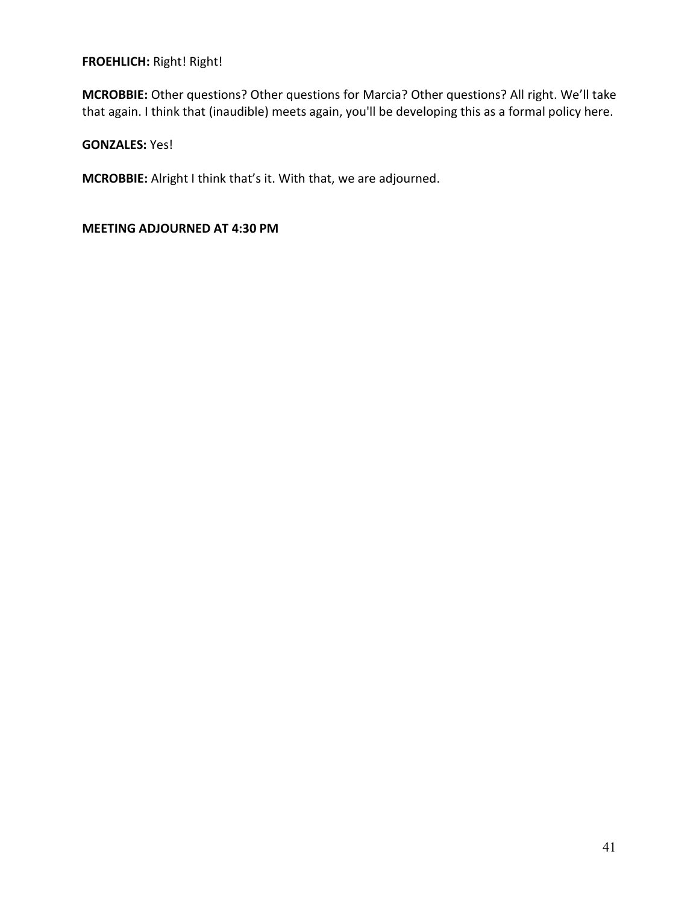**FROEHLICH:** Right! Right!

**MCROBBIE:** Other questions? Other questions for Marcia? Other questions? All right. We'll take that again. I think that (inaudible) meets again, you'll be developing this as a formal policy here.

**GONZALES:** Yes!

**MCROBBIE:** Alright I think that's it. With that, we are adjourned.

**MEETING ADJOURNED AT 4:30 PM**